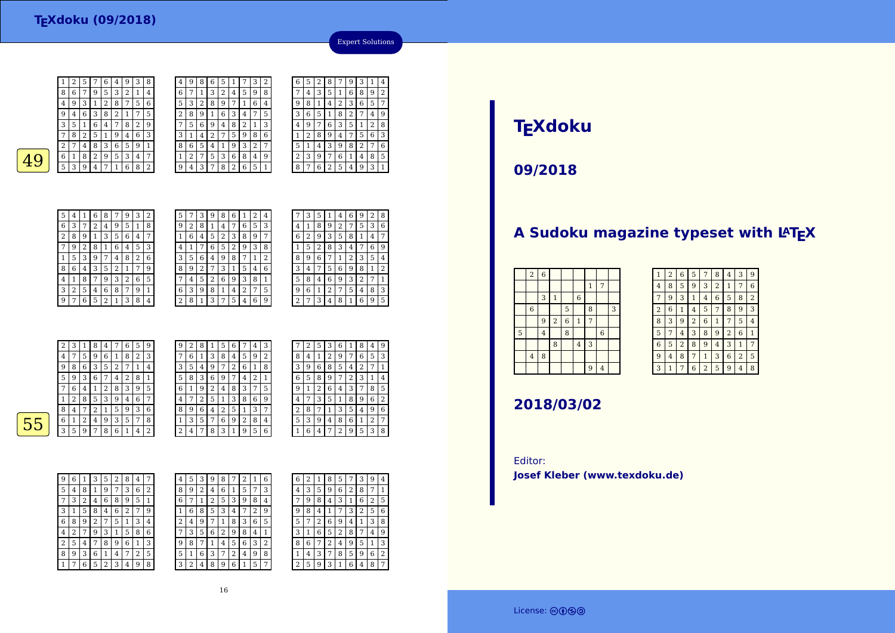# TEXdoku (09/2018)

Expert Solutions

**49**

| 1 | 2 | 5 | 7 | 6 | 4 | 9 | 3 | 8 |
|---|---|---|---|---|---|---|---|---|
| 8 | 6 | 7 | 9 | 5 | 3 | 2 | 1 | 4 |
| 4 | 9 | 3 | 1 | 2 | 8 | 7 | 5 | 6 |
| 9 | 4 | 6 | 3 | 8 | 2 | 1 | 7 | 5 |
| 3 | 5 | 1 | 6 | 4 | 7 | 8 | 2 | 9 |
| 7 | 8 | 2 | 5 | 1 | 9 | 4 | 6 | 3 |
| 2 | 7 | 4 | 8 | 3 | 6 | 5 | 9 | 1 |
| 6 | 1 | 8 | 2 | 9 | 5 | 3 | 4 | 7 |
| 5 | 3 | 9 | 4 | 7 | 1 | 6 | 8 | 2 |

| 4 | 9 | 8 | 6 | 5 | 1 | 7 | 3 | 2 |
|---|---|---|---|---|---|---|---|---|
| 6 | 7 | 1 | 3 | 2 | 4 | 5 | 9 | 8 |
| 5 | 3 | 2 | 8 | 9 | 7 | 1 | 6 | 4 |
| 2 | 8 | 9 | 1 | 6 | 3 | 4 | 7 | 5 |
| 7 | 5 | 6 | 9 | 4 | 8 | 2 | 1 | 3 |
| 3 | 1 | 4 | 2 | 7 | 5 | 9 | 8 | 6 |
| 8 | 6 | 5 | 4 | 1 | 9 | 3 | 2 | 7 |
| 1 | 2 | 7 | 5 | 3 | 6 | 8 | 4 | 9 |
| 9 | 4 | 3 | 7 | 8 | 2 | 6 | 5 | 1 |

| 6 | 5 | 2 | 8 | 7 | 9 | 3 | 1 | 4 |
|---|---|---|---|---|---|---|---|---|
| 7 | 4 | 3 | 5 | 1 | 6 | 8 | 9 | 2 |
| 9 | 8 | 1 | 4 | 2 | 3 | 6 | 5 | 7 |
| 3 | 6 | 5 | 1 | 8 | 2 | 7 | 4 | 9 |
| 4 | 9 | 7 | 6 | 3 | 5 | 1 | 2 | 8 |
| 1 | 2 | 8 | 9 | 4 | 7 | 5 | 6 | 3 |
| 5 | 1 | 4 | 3 | 9 | 8 | 2 | 7 | 6 |
| 2 | 3 | 9 | 7 | 6 | 1 | 4 | 8 | 5 |
| 8 | 7 | 6 | 2 | 5 | 4 | 9 | 3 | 1 |

| 5 | 4 | 1 | 6 | 8 | 7 | 9 | 3 | 2 |
|---|---|---|---|---|---|---|---|---|
| 6 | 3 | 7 | 2 | 4 | 9 | 5 | 1 | 8 |
| 2 | 8 | 9 | 1 | 3 | 5 | 6 | 4 | 7 |
| 7 | 9 | 2 | 8 | 1 | 6 | 4 | 5 | 3 |
| 1 | 5 | 3 | 9 | 7 | 4 | 8 | 2 | 6 |
| 8 | 6 | 4 | 3 | 5 | 2 | 1 | 7 | 9 |
| 4 | 1 | 8 | 7 | 9 | 3 | 2 | 6 | 5 |
| 3 | 2 | 5 | 4 | 6 | 8 | 7 | 9 | 1 |
| 9 | 7 | 6 | 5 | 2 | 1 | 3 | 8 | 4 |

| 5 | 7 | 3 | 9 | 8 | 6 | 1 | 2 | 4 |
|---|---|---|---|---|---|---|---|---|
| 9 | 2 | 8 | 1 | 4 | 7 | 6 | 5 | 3 |
| 1 | 6 | 4 | 5 | 2 | 3 | 8 | 9 | 7 |
| 4 | 1 | 7 | 6 | 5 | 2 | 9 | 3 | 8 |
| 3 | 5 | 6 | 4 | 9 | 8 | 7 | 1 | 2 |
| 8 | 9 | 2 | 7 | 3 | 1 | 5 | 4 | 6 |
| 7 | 4 | 5 | 2 | 6 | 9 | 3 | 8 | 1 |
| 6 | 3 | 9 | 8 | 1 | 4 | 2 | 7 | 5 |
| 2 | 8 | 1 | 3 | 7 | 5 | 4 | 6 | 9 |

| 7 | 3 | 5 | 1 | 4 | 6 | 9 | 2 | 8 |
|---|---|---|---|---|---|---|---|---|
| 4 | 1 | 8 | 9 | 2 | 7 | 5 | 3 | 6 |
| 6 | 2 | 9 | 3 | 5 | 8 | 1 | 4 | 7 |
| 1 | 5 | 2 | 8 | 3 | 4 | 7 | 6 | 9 |
| 8 | 9 | 6 | 7 | 1 | 2 | 3 | 5 | 4 |
| 3 | 4 | 7 | 5 | 6 | 9 | 8 | 1 | 2 |
| 5 | 8 | 4 | 6 | 9 | 3 | 2 | 7 | 1 |
| 9 | 6 | 1 | 2 | 7 | 5 | 4 | 8 | 3 |
| 2 | 7 | 3 | 4 | 8 | 1 | 6 | 9 | 5 |

**55**

| 2 | 3 | 1 | 8 | 4 | 7 | 6 | 5 | 9 |
|---|---|---|---|---|---|---|---|---|
| 4 | 7 | 5 | 9 | 6 | 1 | 8 | 2 | 3 |
| 9 | 8 | 6 | 3 | 5 | 2 | 7 | 1 | 4 |
| 5 | 9 | 3 | 6 | 7 | 4 | 2 | 8 | 1 |
| 7 | 6 | 4 | 1 | 2 | 8 | 3 | 9 | 5 |
| 1 | 2 | 8 | 5 | 3 | 9 | 4 | 6 | 7 |
| 8 | 4 | 7 | 2 | 1 | 5 | 9 | 3 | 6 |
| 6 | 1 | 2 | 4 | 9 | 3 | 5 | 7 | 8 |
| 3 | 5 | 9 | 7 | 8 | 6 | 1 | 4 | 2 |

| 9 | 2 | 8 | 1 | 5 | 6 | 7 | 4 | 3 |
|---|---|---|---|---|---|---|---|---|
| 7 | 6 | 1 | 3 | 8 | 4 | 5 | 9 | 2 |
| 3 | 5 | 4 | 9 | 7 | 2 | 6 | 1 | 8 |
| 5 | 8 | 3 | 6 | 9 | 7 | 4 | 2 | 1 |
| 6 | 1 | 9 | 2 | 4 | 8 | 3 | 7 | 5 |
| 4 | 7 | 2 | 5 | 1 | 3 | 8 | 6 | 9 |
| 8 | 9 | 6 | 4 | 2 | 5 | 1 | 3 | 7 |
| 1 | 3 | 5 | 7 | 6 | 9 | 2 | 8 | 4 |
| 2 | 4 | 7 | 8 | 3 | 1 | 9 | 5 | 6 |

| 7 | 2 | 5 | 3 | 6 | 1 | 8 | 4 | 9 |
|---|---|---|---|---|---|---|---|---|
| 8 | 4 | 1 | 2 | 9 | 7 | 6 | 5 | 3 |
| 3 | 9 | 6 | 8 | 5 | 4 | 2 | 7 | 1 |
| 6 | 5 | 8 | 9 | 7 | 2 | 3 | 1 | 4 |
| 9 | 1 | 2 | 6 | 4 | 3 | 7 | 8 | 5 |
| 4 | 7 | 3 | 5 | 1 | 8 | 9 | 6 | 2 |
| 2 | 8 | 7 | 1 | 3 | 5 | 4 | 9 | 6 |
| 5 | 3 | 9 | 4 | 8 | 6 | 1 | 2 | 7 |
| 1 | 6 | 4 | 7 | 2 | 9 | 5 | 3 | 8 |

| 9 | 6 | 1 | 3 | 5 | 2 | 8 | 4 | 7 |
|---|---|---|---|---|---|---|---|---|
| 5 | 4 | 8 | 1 | 9 | 7 | 3 | 6 | 2 |
| 7 | 3 | 2 | 4 | 6 | 8 | 9 | 5 | 1 |
| 3 | 1 | 5 | 8 | 4 | 6 | 2 | 7 | 9 |
| 6 | 8 | 9 | 2 | 7 | 5 | 1 | 3 | 4 |
| 4 | 2 | 7 | 9 | 3 | 1 | 5 | 8 | 6 |
| 2 | 5 | 4 | 7 | 8 | 9 | 6 | 1 | 3 |
| 8 | 9 | 3 | 6 | 1 | 4 | 7 | 2 | 5 |
| 1 | 7 | 6 | 5 | 2 | 3 | 4 | 9 | 8 |

| 4 | 5 | 3 | 9 | 8 | 7 | 2 | 1 | 6 |
|---|---|---|---|---|---|---|---|---|
| 8 | 9 | 2 | 4 | 6 | 1 | 5 | 7 | 3 |
| 6 | 7 | 1 | 2 | 5 | 3 | 9 | 8 | 4 |
| 1 | 6 | 8 | 5 | 3 | 4 | 7 | 2 | 9 |
| 2 | 4 | 9 | 7 | 1 | 8 | 3 | 6 | 5 |
| 7 | 3 | 5 | 6 | 2 | 9 | 8 | 4 | 1 |
| 9 | 8 | 7 | 1 | 4 | 5 | 6 | 3 | 2 |
| 5 | 1 | 6 | 3 | 7 | 2 | 4 | 9 | 8 |
| 3 | 2 | 4 | 8 | 9 | 6 | 1 | 5 | 7 |

| 6 | 2 | 1 | 8 | 5 | 7 | 3 | 9 | 4 |
|---|---|---|---|---|---|---|---|---|
| 4 | 3 | 5 | 9 | 6 | 2 | 8 | 7 | 1 |
| 7 | 9 | 8 | 4 | 3 | 1 | 6 | 2 | 5 |
| 9 | 8 | 4 | 1 | 7 | 3 | 2 | 5 | 6 |
| 5 | 7 | 2 | 6 | 9 | 4 | 1 | 3 | 8 |
| 3 | 1 | 6 | 5 | 2 | 8 | 7 | 4 | 9 |
| 8 | 6 | 7 | 2 | 4 | 9 | 5 | 1 | 3 |
| 1 | 4 | 3 | 7 | 8 | 5 | 9 | 6 | 2 |
| 2 | 5 | 9 | 3 | 1 | 6 | 4 | 8 | 7 |

# TEXdoku

## 09/2018

## A Sudoku magazine typeset with LATEX

|   | 2 | 6 |   |   |   |   |   |   |
|---|---|---|---|---|---|---|---|---|
|   |   |   |   |   |   | 1 | 7 |   |
|   |   | 3 | 1 |   | 6 |   |   |   |
|   | 6 |   |   | 5 |   | 8 |   | 3 |
|   |   | 9 | 2 | 6 | 1 | 7 |   |   |
| 5 |   | 4 |   | 8 |   |   | 6 |   |
|   |   |   | 8 |   | 4 | 3 |   |   |
|   | 4 | 8 |   |   |   |   |   |   |
|   |   |   |   |   |   | 9 | 4 |   |

| 1 | 2 | 6 | 5 | 7 | 8 | 4 | 3 | 9 |
|---|---|---|---|---|---|---|---|---|
| 4 | 8 | 5 | 9 | 3 | 2 | 1 | 7 | 6 |
| 7 | 9 | 3 | 1 | 4 | 6 | 5 | 8 | 2 |
| 2 | 6 | 1 | 4 | 5 | 7 | 8 | 9 | 3 |
| 8 | 3 | 9 | 2 | 6 | 1 | 7 | 5 | 4 |
| 5 | 7 | 4 | 3 | 8 | 9 | 2 | 6 | 1 |
| 6 | 5 | 2 | 8 | 9 | 4 | 3 | 1 | 7 |
| 9 | 4 | 8 | 7 | 1 | 3 | 6 | 2 | 5 |
| 3 | 1 | 7 | 6 | 2 | 5 | 9 | 4 | 8 |

## 2018/03/02

Editor:
**Josef Kleber (www.texdoku.de)**

License: CC BY-NC-SA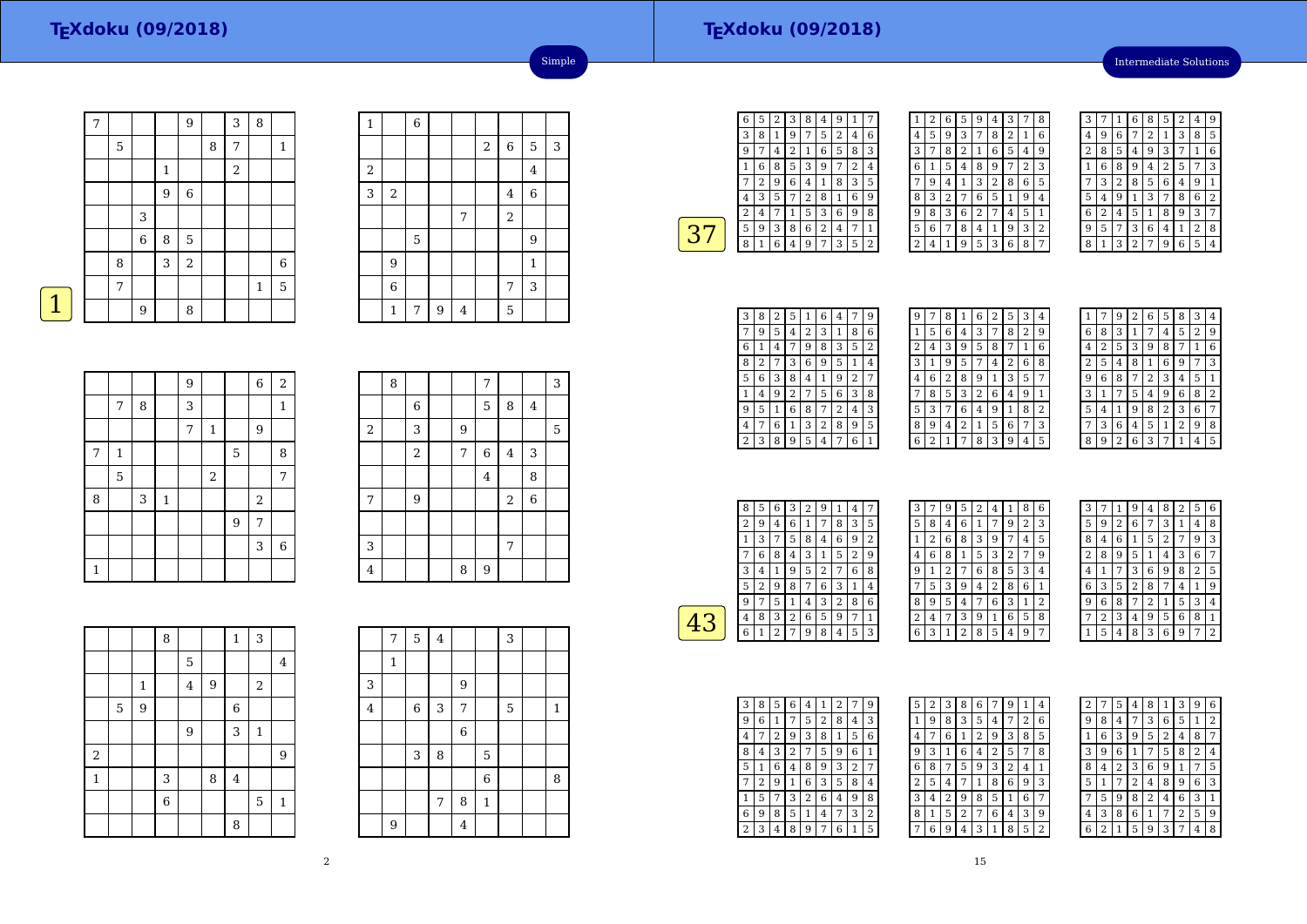Simple

**1**

| | | | | | | | | |
|---|---|---|---|---|---|---|---|---|
| 7 | | | | 9 | | 3 | 8 | |
| | 5 | | | | 8 | 7 | | 1 |
| | | | 1 | | | 2 | | |
| | | | 9 | 6 | | | | |
| | | 3 | | | | | | |
| | | 6 | 8 | 5 | | | | |
| | 8 | | 3 | 2 | | | | 6 |
| | 7 | | | | | | 1 | 5 |
| | | 9 | | 8 | | | | |

| | | | | | | | | |
|---|---|---|---|---|---|---|---|---|
| 1 | | 6 | | | | | | |
| | | | | | 2 | 6 | 5 | 3 |
| 2 | | | | | | | 4 | |
| 3 | 2 | | | | | 4 | 6 | |
| | | | | 7 | | 2 | | |
| | | 5 | | | | | 9 | |
| | 9 | | | | | | 1 | |
| | 6 | | | | | 7 | 3 | |
| | 1 | 7 | 9 | 4 | | 5 | | |

| | | | | | | | | |
|---|---|---|---|---|---|---|---|---|
| | | | | 9 | | | 6 | 2 |
| | 7 | 8 | | 3 | | | | 1 |
| | | | | 7 | 1 | | 9 | |
| 7 | 1 | | | | | 5 | | 8 |
| | 5 | | | | 2 | | | 7 |
| 8 | | 3 | 1 | | | | 2 | |
| | | | | | | 9 | 7 | |
| | | | | | | | 3 | 6 |
| 1 | | | | | | | | |

| | | | | | | | | |
|---|---|---|---|---|---|---|---|---|
| | 8 | | | | 7 | | | 3 |
| | | 6 | | | 5 | 8 | 4 | |
| 2 | | 3 | | 9 | | | | 5 |
| | | 2 | | 7 | 6 | 4 | 3 | |
| | | | | | 4 | | 8 | |
| 7 | | 9 | | | | 2 | 6 | |
| | | | | | | | | |
| 3 | | | | | | 7 | | |
| 4 | | | | 8 | 9 | | | |

| | | | | | | | | |
|---|---|---|---|---|---|---|---|---|
| | | | 8 | | | 1 | 3 | |
| | | | | 5 | | | | 4 |
| | | 1 | | 4 | 9 | | 2 | |
| | 5 | 9 | | | | 6 | | |
| | | | | 9 | | 3 | 1 | |
| 2 | | | | | | | | 9 |
| 1 | | | 3 | | 8 | 4 | | |
| | | | 6 | | | | 5 | 1 |
| | | | | | | 8 | | |

| | | | | | | | | |
|---|---|---|---|---|---|---|---|---|
| | 7 | 5 | 4 | | | 3 | | |
| | 1 | | | | | | | |
| 3 | | | | 9 | | | | |
| 4 | | 6 | 3 | 7 | | 5 | | 1 |
| | | | | 6 | | | | |
| | | 3 | 8 | | 5 | | | |
| | | | | | 6 | | | 8 |
| | | | 7 | 8 | 1 | | | |
| | 9 | | | 4 | | | | |

Intermediate Solutions

**37**

| | | | | | | | | |
|---|---|---|---|---|---|---|---|---|
| 6 | 5 | 2 | 3 | 8 | 4 | 9 | 1 | 7 |
| 3 | 8 | 1 | 9 | 7 | 5 | 2 | 4 | 6 |
| 9 | 7 | 4 | 2 | 1 | 6 | 5 | 8 | 3 |
| 1 | 6 | 8 | 5 | 3 | 9 | 7 | 2 | 4 |
| 7 | 2 | 9 | 6 | 4 | 1 | 8 | 3 | 5 |
| 4 | 3 | 5 | 7 | 2 | 8 | 1 | 6 | 9 |
| 2 | 4 | 7 | 1 | 5 | 3 | 6 | 9 | 8 |
| 5 | 9 | 3 | 8 | 6 | 2 | 4 | 7 | 1 |
| 8 | 1 | 6 | 4 | 9 | 7 | 3 | 5 | 2 |

| | | | | | | | | |
|---|---|---|---|---|---|---|---|---|
| 1 | 2 | 6 | 5 | 9 | 4 | 3 | 7 | 8 |
| 4 | 5 | 9 | 3 | 7 | 8 | 2 | 1 | 6 |
| 3 | 7 | 8 | 2 | 1 | 6 | 5 | 4 | 9 |
| 6 | 1 | 5 | 4 | 8 | 9 | 7 | 2 | 3 |
| 7 | 9 | 4 | 1 | 3 | 2 | 8 | 6 | 5 |
| 8 | 3 | 2 | 7 | 6 | 5 | 1 | 9 | 4 |
| 9 | 8 | 3 | 6 | 2 | 7 | 4 | 5 | 1 |
| 5 | 6 | 7 | 8 | 4 | 1 | 9 | 3 | 2 |
| 2 | 4 | 1 | 9 | 5 | 3 | 6 | 8 | 7 |

| | | | | | | | | |
|---|---|---|---|---|---|---|---|---|
| 3 | 7 | 1 | 6 | 8 | 5 | 2 | 4 | 9 |
| 4 | 9 | 6 | 7 | 2 | 1 | 3 | 8 | 5 |
| 2 | 8 | 5 | 4 | 9 | 3 | 7 | 1 | 6 |
| 1 | 6 | 8 | 9 | 4 | 2 | 5 | 7 | 3 |
| 7 | 3 | 2 | 8 | 5 | 6 | 4 | 9 | 1 |
| 5 | 4 | 9 | 1 | 3 | 7 | 8 | 6 | 2 |
| 6 | 2 | 4 | 5 | 1 | 8 | 9 | 3 | 7 |
| 9 | 5 | 7 | 3 | 6 | 4 | 1 | 2 | 8 |
| 8 | 1 | 3 | 2 | 7 | 9 | 6 | 5 | 4 |

| | | | | | | | | |
|---|---|---|---|---|---|---|---|---|
| 3 | 8 | 2 | 5 | 1 | 6 | 4 | 7 | 9 |
| 7 | 9 | 5 | 4 | 2 | 3 | 1 | 8 | 6 |
| 6 | 1 | 4 | 7 | 9 | 8 | 3 | 5 | 2 |
| 8 | 2 | 7 | 3 | 6 | 9 | 5 | 1 | 4 |
| 5 | 6 | 3 | 8 | 4 | 1 | 9 | 2 | 7 |
| 1 | 4 | 9 | 2 | 7 | 5 | 6 | 3 | 8 |
| 9 | 5 | 1 | 6 | 8 | 7 | 2 | 4 | 3 |
| 4 | 7 | 6 | 1 | 3 | 2 | 8 | 9 | 5 |
| 2 | 3 | 8 | 9 | 5 | 4 | 7 | 6 | 1 |

| | | | | | | | | |
|---|---|---|---|---|---|---|---|---|
| 9 | 7 | 8 | 1 | 6 | 2 | 5 | 3 | 4 |
| 1 | 5 | 6 | 4 | 3 | 7 | 8 | 2 | 9 |
| 2 | 4 | 3 | 9 | 5 | 8 | 7 | 1 | 6 |
| 3 | 1 | 9 | 5 | 7 | 4 | 2 | 6 | 8 |
| 4 | 6 | 2 | 8 | 9 | 1 | 3 | 5 | 7 |
| 7 | 8 | 5 | 3 | 2 | 6 | 4 | 9 | 1 |
| 5 | 3 | 7 | 6 | 4 | 9 | 1 | 8 | 2 |
| 8 | 9 | 4 | 2 | 1 | 5 | 6 | 7 | 3 |
| 6 | 2 | 1 | 7 | 8 | 3 | 9 | 4 | 5 |

| | | | | | | | | |
|---|---|---|---|---|---|---|---|---|
| 1 | 7 | 9 | 2 | 6 | 5 | 8 | 3 | 4 |
| 6 | 8 | 3 | 1 | 7 | 4 | 5 | 2 | 9 |
| 4 | 2 | 5 | 3 | 9 | 8 | 7 | 1 | 6 |
| 2 | 5 | 4 | 8 | 1 | 6 | 9 | 7 | 3 |
| 9 | 6 | 8 | 7 | 2 | 3 | 4 | 5 | 1 |
| 3 | 1 | 7 | 5 | 4 | 9 | 6 | 8 | 2 |
| 5 | 4 | 1 | 9 | 8 | 2 | 3 | 6 | 7 |
| 7 | 3 | 6 | 4 | 5 | 1 | 2 | 9 | 8 |
| 8 | 9 | 2 | 6 | 3 | 7 | 1 | 4 | 5 |

**43**

| | | | | | | | | |
|---|---|---|---|---|---|---|---|---|
| 8 | 5 | 6 | 3 | 2 | 9 | 1 | 4 | 7 |
| 2 | 9 | 4 | 6 | 1 | 7 | 8 | 3 | 5 |
| 1 | 3 | 7 | 5 | 8 | 4 | 6 | 9 | 2 |
| 7 | 6 | 8 | 4 | 3 | 1 | 5 | 2 | 9 |
| 3 | 4 | 1 | 9 | 5 | 2 | 7 | 6 | 8 |
| 5 | 2 | 9 | 8 | 7 | 6 | 3 | 1 | 4 |
| 9 | 7 | 5 | 1 | 4 | 3 | 2 | 8 | 6 |
| 4 | 8 | 3 | 2 | 6 | 5 | 9 | 7 | 1 |
| 6 | 1 | 2 | 7 | 9 | 8 | 4 | 5 | 3 |

| | | | | | | | | |
|---|---|---|---|---|---|---|---|---|
| 3 | 7 | 9 | 5 | 2 | 4 | 1 | 8 | 6 |
| 5 | 8 | 4 | 6 | 1 | 7 | 9 | 2 | 3 |
| 1 | 2 | 6 | 8 | 3 | 9 | 7 | 4 | 5 |
| 4 | 6 | 8 | 1 | 5 | 3 | 2 | 7 | 9 |
| 9 | 1 | 2 | 7 | 6 | 8 | 5 | 3 | 4 |
| 7 | 5 | 3 | 9 | 4 | 2 | 8 | 6 | 1 |
| 8 | 9 | 5 | 4 | 7 | 6 | 3 | 1 | 2 |
| 2 | 4 | 7 | 3 | 9 | 1 | 6 | 5 | 8 |
| 6 | 3 | 1 | 2 | 8 | 5 | 4 | 9 | 7 |

| | | | | | | | | |
|---|---|---|---|---|---|---|---|---|
| 3 | 7 | 1 | 9 | 4 | 8 | 2 | 5 | 6 |
| 5 | 9 | 2 | 6 | 7 | 3 | 1 | 4 | 8 |
| 8 | 4 | 6 | 1 | 5 | 2 | 7 | 9 | 3 |
| 2 | 8 | 9 | 5 | 1 | 4 | 3 | 6 | 7 |
| 4 | 1 | 7 | 3 | 6 | 9 | 8 | 2 | 5 |
| 6 | 3 | 5 | 2 | 8 | 7 | 4 | 1 | 9 |
| 9 | 6 | 8 | 7 | 2 | 1 | 5 | 3 | 4 |
| 7 | 2 | 3 | 4 | 9 | 5 | 6 | 8 | 1 |
| 1 | 5 | 4 | 8 | 3 | 6 | 9 | 7 | 2 |

| | | | | | | | | |
|---|---|---|---|---|---|---|---|---|
| 3 | 8 | 5 | 6 | 4 | 1 | 2 | 7 | 9 |
| 9 | 6 | 1 | 7 | 5 | 2 | 8 | 4 | 3 |
| 4 | 7 | 2 | 9 | 3 | 8 | 1 | 5 | 6 |
| 8 | 4 | 3 | 2 | 7 | 5 | 9 | 6 | 1 |
| 5 | 1 | 6 | 4 | 8 | 9 | 3 | 2 | 7 |
| 7 | 2 | 9 | 1 | 6 | 3 | 5 | 8 | 4 |
| 1 | 5 | 7 | 3 | 2 | 6 | 4 | 9 | 8 |
| 6 | 9 | 8 | 5 | 1 | 4 | 7 | 3 | 2 |
| 2 | 3 | 4 | 8 | 9 | 7 | 6 | 1 | 5 |

| | | | | | | | | |
|---|---|---|---|---|---|---|---|---|
| 5 | 2 | 3 | 8 | 6 | 7 | 9 | 1 | 4 |
| 1 | 9 | 8 | 3 | 5 | 4 | 7 | 2 | 6 |
| 4 | 7 | 6 | 1 | 2 | 9 | 3 | 8 | 5 |
| 9 | 3 | 1 | 6 | 4 | 2 | 5 | 7 | 8 |
| 6 | 8 | 7 | 5 | 9 | 3 | 2 | 4 | 1 |
| 2 | 5 | 4 | 7 | 1 | 8 | 6 | 9 | 3 |
| 3 | 4 | 2 | 9 | 8 | 5 | 1 | 6 | 7 |
| 8 | 1 | 5 | 2 | 7 | 6 | 4 | 3 | 9 |
| 7 | 6 | 9 | 4 | 3 | 1 | 8 | 5 | 2 |

| | | | | | | | | |
|---|---|---|---|---|---|---|---|---|
| 2 | 7 | 5 | 4 | 8 | 1 | 3 | 9 | 6 |
| 9 | 8 | 4 | 7 | 3 | 6 | 5 | 1 | 2 |
| 1 | 6 | 3 | 9 | 5 | 2 | 4 | 8 | 7 |
| 3 | 9 | 6 | 1 | 7 | 5 | 8 | 2 | 4 |
| 8 | 4 | 2 | 3 | 6 | 9 | 1 | 7 | 5 |
| 5 | 1 | 7 | 2 | 4 | 8 | 9 | 6 | 3 |
| 7 | 5 | 9 | 8 | 2 | 4 | 6 | 3 | 1 |
| 4 | 3 | 8 | 6 | 1 | 7 | 2 | 5 | 9 |
| 6 | 2 | 1 | 5 | 9 | 3 | 7 | 4 | 8 |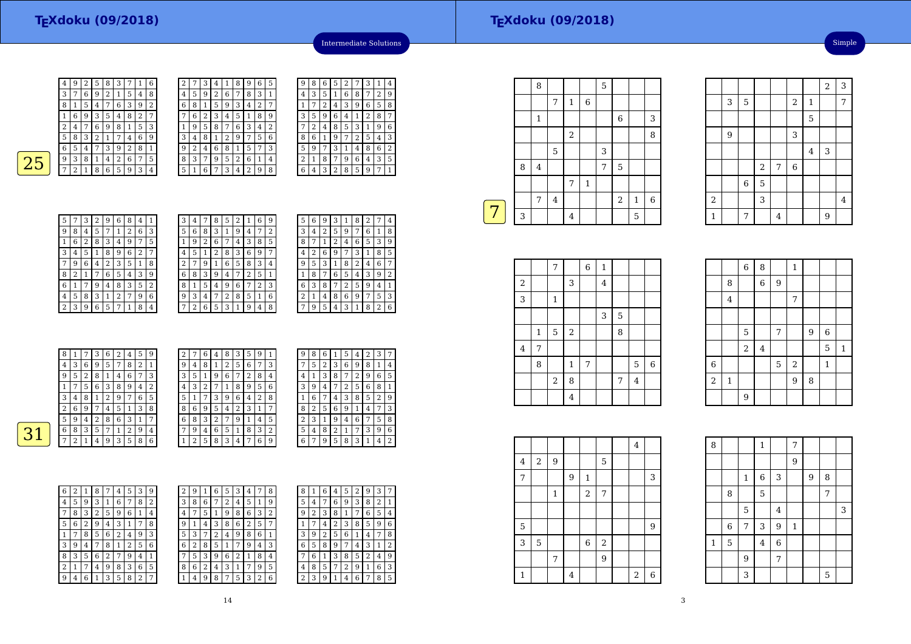## Intermediate Solutions

**25**

| 4 | 9 | 2 | 5 | 8 | 3 | 7 | 1 | 6 |
|---|---|---|---|---|---|---|---|---|
| 3 | 7 | 6 | 9 | 2 | 1 | 5 | 4 | 8 |
| 8 | 1 | 5 | 4 | 7 | 6 | 3 | 9 | 2 |
| 1 | 6 | 9 | 3 | 5 | 4 | 8 | 2 | 7 |
| 2 | 4 | 7 | 6 | 9 | 8 | 1 | 5 | 3 |
| 5 | 8 | 3 | 2 | 1 | 7 | 4 | 6 | 9 |
| 6 | 5 | 4 | 7 | 3 | 9 | 2 | 8 | 1 |
| 9 | 3 | 8 | 1 | 4 | 2 | 6 | 7 | 5 |
| 7 | 2 | 1 | 8 | 6 | 5 | 9 | 3 | 4 |

| 2 | 7 | 3 | 4 | 1 | 8 | 9 | 6 | 5 |
|---|---|---|---|---|---|---|---|---|
| 4 | 5 | 9 | 2 | 6 | 7 | 8 | 3 | 1 |
| 6 | 8 | 1 | 5 | 9 | 3 | 4 | 2 | 7 |
| 7 | 6 | 2 | 3 | 4 | 5 | 1 | 8 | 9 |
| 1 | 9 | 5 | 8 | 7 | 6 | 3 | 4 | 2 |
| 3 | 4 | 8 | 1 | 2 | 9 | 7 | 5 | 6 |
| 9 | 2 | 4 | 6 | 8 | 1 | 5 | 7 | 3 |
| 8 | 3 | 7 | 9 | 5 | 2 | 6 | 1 | 4 |
| 5 | 1 | 6 | 7 | 3 | 4 | 2 | 9 | 8 |

| 9 | 8 | 6 | 5 | 2 | 7 | 3 | 1 | 4 |
|---|---|---|---|---|---|---|---|---|
| 4 | 3 | 5 | 1 | 6 | 8 | 7 | 2 | 9 |
| 1 | 7 | 2 | 4 | 3 | 9 | 6 | 5 | 8 |
| 3 | 5 | 9 | 6 | 4 | 1 | 2 | 8 | 7 |
| 7 | 2 | 4 | 8 | 5 | 3 | 1 | 9 | 6 |
| 8 | 6 | 1 | 9 | 7 | 2 | 5 | 4 | 3 |
| 5 | 9 | 7 | 3 | 1 | 4 | 8 | 6 | 2 |
| 2 | 1 | 8 | 7 | 9 | 6 | 4 | 3 | 5 |
| 6 | 4 | 3 | 2 | 8 | 5 | 9 | 7 | 1 |

| 5 | 7 | 3 | 2 | 9 | 6 | 8 | 4 | 1 |
|---|---|---|---|---|---|---|---|---|
| 9 | 8 | 4 | 5 | 7 | 1 | 2 | 6 | 3 |
| 1 | 6 | 2 | 8 | 3 | 4 | 9 | 7 | 5 |
| 3 | 4 | 5 | 1 | 8 | 9 | 6 | 2 | 7 |
| 7 | 9 | 6 | 4 | 2 | 3 | 5 | 1 | 8 |
| 8 | 2 | 1 | 7 | 6 | 5 | 4 | 3 | 9 |
| 6 | 1 | 7 | 9 | 4 | 8 | 3 | 5 | 2 |
| 4 | 5 | 8 | 3 | 1 | 2 | 7 | 9 | 6 |
| 2 | 3 | 9 | 6 | 5 | 7 | 1 | 8 | 4 |

| 3 | 4 | 7 | 8 | 5 | 2 | 1 | 6 | 9 |
|---|---|---|---|---|---|---|---|---|
| 5 | 6 | 8 | 3 | 1 | 9 | 4 | 7 | 2 |
| 1 | 9 | 2 | 6 | 7 | 4 | 3 | 8 | 5 |
| 4 | 5 | 1 | 2 | 8 | 3 | 6 | 9 | 7 |
| 2 | 7 | 9 | 1 | 6 | 5 | 8 | 3 | 4 |
| 6 | 8 | 3 | 9 | 4 | 7 | 2 | 5 | 1 |
| 8 | 1 | 5 | 4 | 9 | 6 | 7 | 2 | 3 |
| 9 | 3 | 4 | 7 | 2 | 8 | 5 | 1 | 6 |
| 7 | 2 | 6 | 5 | 3 | 1 | 9 | 4 | 8 |

| 5 | 6 | 9 | 3 | 1 | 8 | 2 | 7 | 4 |
|---|---|---|---|---|---|---|---|---|
| 3 | 4 | 2 | 5 | 9 | 7 | 6 | 1 | 8 |
| 8 | 7 | 1 | 2 | 4 | 6 | 5 | 3 | 9 |
| 4 | 2 | 6 | 9 | 7 | 3 | 1 | 8 | 5 |
| 9 | 5 | 3 | 1 | 8 | 2 | 4 | 6 | 7 |
| 1 | 8 | 7 | 6 | 5 | 4 | 3 | 9 | 2 |
| 6 | 3 | 8 | 7 | 2 | 5 | 9 | 4 | 1 |
| 2 | 1 | 4 | 8 | 6 | 9 | 7 | 5 | 3 |
| 7 | 9 | 5 | 4 | 3 | 1 | 8 | 2 | 6 |

**31**

| 8 | 1 | 7 | 3 | 6 | 2 | 4 | 5 | 9 |
|---|---|---|---|---|---|---|---|---|
| 4 | 3 | 6 | 9 | 5 | 7 | 8 | 2 | 1 |
| 9 | 5 | 2 | 8 | 1 | 4 | 6 | 7 | 3 |
| 1 | 7 | 5 | 6 | 3 | 8 | 9 | 4 | 2 |
| 3 | 4 | 8 | 1 | 2 | 9 | 7 | 6 | 5 |
| 2 | 6 | 9 | 7 | 4 | 5 | 1 | 3 | 8 |
| 5 | 9 | 4 | 2 | 8 | 6 | 3 | 1 | 7 |
| 6 | 8 | 3 | 5 | 7 | 1 | 2 | 9 | 4 |
| 7 | 2 | 1 | 4 | 9 | 3 | 5 | 8 | 6 |

| 2 | 7 | 6 | 4 | 8 | 3 | 5 | 9 | 1 |
|---|---|---|---|---|---|---|---|---|
| 9 | 4 | 8 | 1 | 2 | 5 | 6 | 7 | 3 |
| 3 | 5 | 1 | 9 | 6 | 7 | 2 | 8 | 4 |
| 4 | 3 | 2 | 7 | 1 | 8 | 9 | 5 | 6 |
| 5 | 1 | 7 | 3 | 9 | 6 | 4 | 2 | 8 |
| 8 | 6 | 9 | 5 | 4 | 2 | 3 | 1 | 7 |
| 6 | 8 | 3 | 2 | 7 | 9 | 1 | 4 | 5 |
| 7 | 9 | 4 | 6 | 5 | 1 | 8 | 3 | 2 |
| 1 | 2 | 5 | 8 | 3 | 4 | 7 | 6 | 9 |

| 9 | 8 | 6 | 1 | 5 | 4 | 2 | 3 | 7 |
|---|---|---|---|---|---|---|---|---|
| 7 | 5 | 2 | 3 | 6 | 9 | 8 | 1 | 4 |
| 4 | 1 | 3 | 8 | 7 | 2 | 9 | 6 | 5 |
| 3 | 9 | 4 | 7 | 2 | 5 | 6 | 8 | 1 |
| 1 | 6 | 7 | 4 | 3 | 8 | 5 | 2 | 9 |
| 8 | 2 | 5 | 6 | 9 | 1 | 4 | 7 | 3 |
| 2 | 3 | 1 | 9 | 4 | 6 | 7 | 5 | 8 |
| 5 | 4 | 8 | 2 | 1 | 7 | 3 | 9 | 6 |
| 6 | 7 | 9 | 5 | 8 | 3 | 1 | 4 | 2 |

| 6 | 2 | 1 | 8 | 7 | 4 | 5 | 3 | 9 |
|---|---|---|---|---|---|---|---|---|
| 4 | 5 | 9 | 3 | 1 | 6 | 7 | 8 | 2 |
| 7 | 8 | 3 | 2 | 5 | 9 | 6 | 1 | 4 |
| 5 | 6 | 2 | 9 | 4 | 3 | 1 | 7 | 8 |
| 1 | 7 | 8 | 5 | 6 | 2 | 4 | 9 | 3 |
| 3 | 9 | 4 | 7 | 8 | 1 | 2 | 5 | 6 |
| 8 | 3 | 5 | 6 | 2 | 7 | 9 | 4 | 1 |
| 2 | 1 | 7 | 4 | 9 | 8 | 3 | 6 | 5 |
| 9 | 4 | 6 | 1 | 3 | 5 | 8 | 2 | 7 |

| 2 | 9 | 1 | 6 | 5 | 3 | 4 | 7 | 8 |
|---|---|---|---|---|---|---|---|---|
| 3 | 8 | 6 | 7 | 2 | 4 | 5 | 1 | 9 |
| 4 | 7 | 5 | 1 | 9 | 8 | 6 | 3 | 2 |
| 9 | 1 | 4 | 3 | 8 | 6 | 2 | 5 | 7 |
| 5 | 3 | 7 | 2 | 4 | 9 | 8 | 6 | 1 |
| 6 | 2 | 8 | 5 | 1 | 7 | 9 | 4 | 3 |
| 7 | 5 | 3 | 9 | 6 | 2 | 1 | 8 | 4 |
| 8 | 6 | 2 | 4 | 3 | 1 | 7 | 9 | 5 |
| 1 | 4 | 9 | 8 | 7 | 5 | 3 | 2 | 6 |

| 8 | 1 | 6 | 4 | 5 | 2 | 9 | 3 | 7 |
|---|---|---|---|---|---|---|---|---|
| 5 | 4 | 7 | 6 | 9 | 3 | 8 | 2 | 1 |
| 9 | 2 | 3 | 8 | 1 | 7 | 6 | 5 | 4 |
| 1 | 7 | 4 | 2 | 3 | 8 | 5 | 9 | 6 |
| 3 | 9 | 2 | 5 | 6 | 1 | 4 | 7 | 8 |
| 6 | 5 | 8 | 9 | 7 | 4 | 3 | 1 | 2 |
| 7 | 6 | 1 | 3 | 8 | 5 | 2 | 4 | 9 |
| 4 | 8 | 5 | 7 | 2 | 9 | 1 | 6 | 3 |
| 2 | 3 | 9 | 1 | 4 | 6 | 7 | 8 | 5 |

## Simple

**7**

|   | 8 |   |   |   | 5 |   |   |   |
|---|---|---|---|---|---|---|---|---|
|   |   | 7 | 1 | 6 |   |   |   |   |
|   | 1 |   |   |   |   | 6 |   | 3 |
|   |   |   | 2 |   |   |   |   | 8 |
|   |   | 5 |   |   | 3 |   |   |   |
| 8 | 4 |   |   |   | 7 | 5 |   |   |
|   |   |   | 7 | 1 |   |   |   |   |
|   | 7 | 4 |   |   |   | 2 | 1 | 6 |
| 3 |   |   | 4 |   |   |   | 5 |   |

|   |   |   |   |   |   |   | 2 | 3 |
|---|---|---|---|---|---|---|---|---|
|   | 3 | 5 |   |   | 2 | 1 |   | 7 |
|   |   |   |   |   |   | 5 |   |   |
|   | 9 |   |   |   | 3 |   |   |   |
|   |   |   |   |   |   | 4 | 3 |   |
|   |   |   | 2 | 7 | 6 |   |   |   |
|   |   | 6 | 5 |   |   |   |   |   |
| 2 |   |   | 3 |   |   |   |   | 4 |
| 1 |   | 7 |   | 4 |   |   | 9 |   |

|   |   | 7 |   | 6 | 1 |   |   |   |
|---|---|---|---|---|---|---|---|---|
| 2 |   |   | 3 |   | 4 |   |   |   |
| 3 |   | 1 |   |   |   |   |   |   |
|   |   |   |   |   | 3 | 5 |   |   |
|   | 1 | 5 | 2 |   |   | 8 |   |   |
| 4 | 7 |   |   |   |   |   |   |   |
|   | 8 |   | 1 | 7 |   |   | 5 | 6 |
|   |   | 2 | 8 |   |   | 7 | 4 |   |
|   |   |   | 4 |   |   |   |   |   |

|   |   | 6 | 8 |   | 1 |   |   |   |
|---|---|---|---|---|---|---|---|---|
|   | 8 |   | 6 | 9 |   |   |   |   |
|   | 4 |   |   |   | 7 |   |   |   |
|   |   |   |   |   |   |   |   |   |
|   |   | 5 |   | 7 |   | 9 | 6 |   |
|   |   | 2 | 4 |   |   |   | 5 | 1 |
| 6 |   |   |   | 5 | 2 |   | 1 |   |
| 2 | 1 |   |   |   | 9 | 8 |   |   |
|   |   | 9 |   |   |   |   |   |   |

|   |   |   |   |   |   |   | 4 |   |
|---|---|---|---|---|---|---|---|---|
| 4 | 2 | 9 |   |   | 5 |   |   |   |
| 7 |   |   | 9 | 1 |   |   |   | 3 |
|   |   | 1 |   | 2 | 7 |   |   |   |
|   |   |   |   |   |   |   |   |   |
| 5 |   |   |   |   |   |   |   | 9 |
| 3 | 5 |   |   | 6 | 2 |   |   |   |
|   |   | 7 |   |   | 9 |   |   |   |
| 1 |   |   | 4 |   |   |   | 2 | 6 |

| 8 |   |   | 1 |   | 7 |   |   |   |
|---|---|---|---|---|---|---|---|---|
|   |   |   |   |   | 9 |   |   |   |
|   |   | 1 | 6 | 3 |   | 9 | 8 |   |
|   | 8 |   | 5 |   |   |   | 7 |   |
|   |   | 5 |   | 4 |   |   |   | 3 |
|   | 6 | 7 | 3 | 9 | 1 |   |   |   |
| 1 | 5 |   | 4 | 6 |   |   |   |   |
|   |   | 9 |   | 7 |   |   |   |   |
|   |   | 3 |   |   |   |   | 5 |   |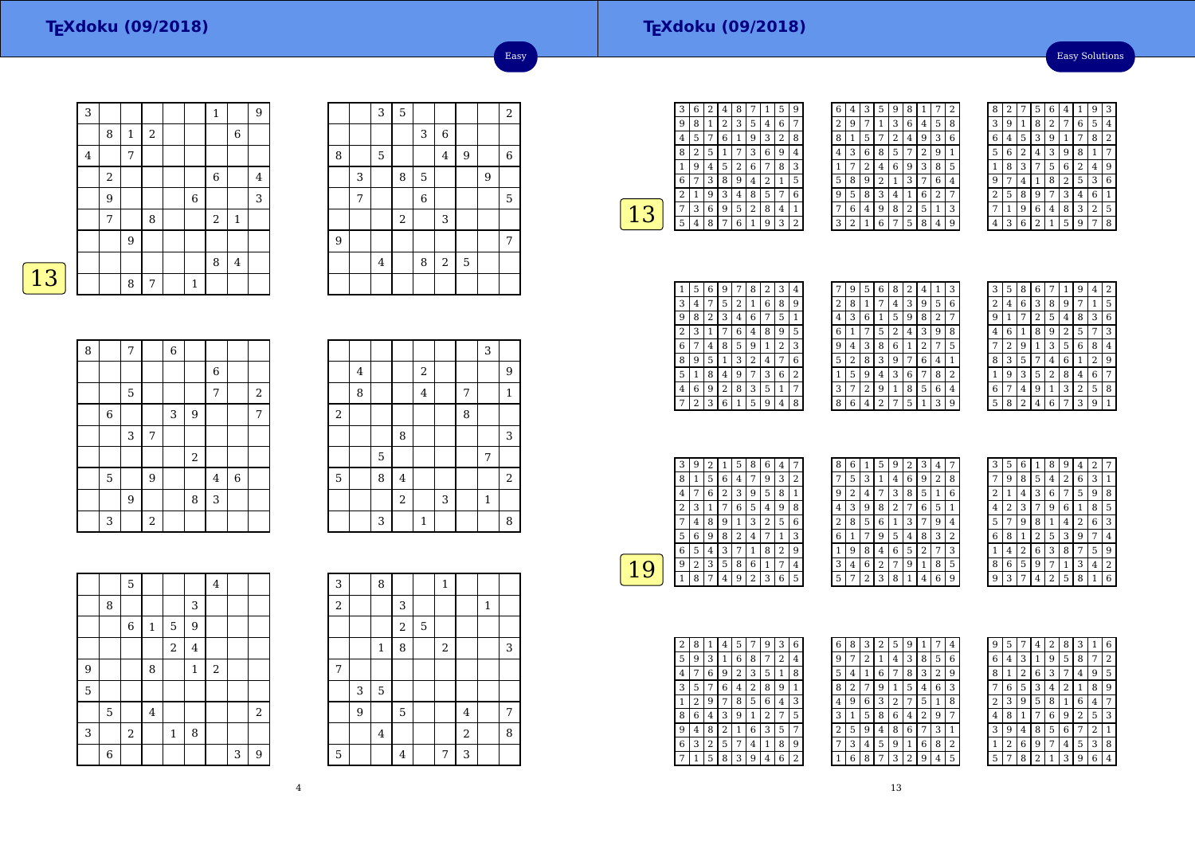Easy

**13**

| | | | | | | | | |
|---|---|---|---|---|---|---|---|---|
| 3 | | | | | | 1 | | 9 |
| | 8 | 1 | 2 | | | | 6 | |
| 4 | | 7 | | | | | | |
| | 2 | | | | | 6 | | 4 |
| | 9 | | | | 6 | | | 3 |
| | 7 | | 8 | | | 2 | 1 | |
| | | 9 | | | | | | |
| | | | | | | 8 | 4 | |
| | | 8 | 7 | | 1 | | | |

| | | | | | | | | |
|---|---|---|---|---|---|---|---|---|
| | | 3 | 5 | | | | | 2 |
| | | | | 3 | 6 | | | |
| 8 | | 5 | | | 4 | 9 | | 6 |
| | 3 | | 8 | 5 | | | 9 | |
| | 7 | | | 6 | | | | 5 |
| | | | 2 | | 3 | | | |
| 9 | | | | | | | | 7 |
| | | 4 | | 8 | 2 | 5 | | |
| | | | | | | | | |

| | | | | | | | | |
|---|---|---|---|---|---|---|---|---|
| 8 | | 7 | | 6 | | | | |
| | | | | | | 6 | | |
| | | 5 | | | | 7 | | 2 |
| | 6 | | | 3 | 9 | | | 7 |
| | | 3 | 7 | | | | | |
| | | | | | 2 | | | |
| | 5 | | 9 | | | 4 | 6 | |
| | | 9 | | | 8 | 3 | | |
| | 3 | | 2 | | | | | |

| | | | | | | | | |
|---|---|---|---|---|---|---|---|---|
| | | | | | | | 3 | |
| | 4 | | | 2 | | | | 9 |
| | 8 | | | 4 | | 7 | | 1 |
| 2 | | | | | | 8 | | |
| | | | 8 | | | | | 3 |
| | | 5 | | | | | 7 | |
| 5 | | 8 | 4 | | | | | 2 |
| | | | 2 | | 3 | | 1 | |
| | | 3 | | 1 | | | | 8 |

| | | | | | | | | |
|---|---|---|---|---|---|---|---|---|
| | | 5 | | | | 4 | | |
| | 8 | | | | 3 | | | |
| | | 6 | 1 | 5 | 9 | | | |
| | | | | 2 | 4 | | | |
| 9 | | | 8 | | 1 | 2 | | |
| 5 | | | | | | | | |
| | 5 | | 4 | | | | | 2 |
| 3 | | 2 | | 1 | 8 | | | |
| | 6 | | | | | | 3 | 9 |

| | | | | | | | | |
|---|---|---|---|---|---|---|---|---|
| 3 | | 8 | | | 1 | | | |
| 2 | | | 3 | | | | 1 | |
| | | | 2 | 5 | | | | |
| | | 1 | 8 | | 2 | | | 3 |
| 7 | | | | | | | | |
| | 3 | 5 | | | | | | |
| | 9 | | 5 | | | 4 | | 7 |
| | | 4 | | | | 2 | | 8 |
| 5 | | | 4 | | 7 | 3 | | |

Easy Solutions

**13**

| | | | | | | | | |
|---|---|---|---|---|---|---|---|---|
| 3 | 6 | 2 | 4 | 8 | 7 | 1 | 5 | 9 |
| 9 | 8 | 1 | 2 | 3 | 5 | 4 | 6 | 7 |
| 4 | 5 | 7 | 6 | 1 | 9 | 3 | 2 | 8 |
| 8 | 2 | 5 | 1 | 7 | 3 | 6 | 9 | 4 |
| 1 | 9 | 4 | 5 | 2 | 6 | 7 | 8 | 3 |
| 6 | 7 | 3 | 8 | 9 | 4 | 2 | 1 | 5 |
| 2 | 1 | 9 | 3 | 4 | 8 | 5 | 7 | 6 |
| 7 | 3 | 6 | 9 | 5 | 2 | 8 | 4 | 1 |
| 5 | 4 | 8 | 7 | 6 | 1 | 9 | 3 | 2 |

| | | | | | | | | |
|---|---|---|---|---|---|---|---|---|
| 6 | 4 | 3 | 5 | 9 | 8 | 1 | 7 | 2 |
| 2 | 9 | 7 | 1 | 3 | 6 | 4 | 5 | 8 |
| 8 | 1 | 5 | 7 | 2 | 4 | 9 | 3 | 6 |
| 4 | 3 | 6 | 8 | 5 | 7 | 2 | 9 | 1 |
| 1 | 7 | 2 | 4 | 6 | 9 | 3 | 8 | 5 |
| 5 | 8 | 9 | 2 | 1 | 3 | 7 | 6 | 4 |
| 9 | 5 | 8 | 3 | 4 | 1 | 6 | 2 | 7 |
| 7 | 6 | 4 | 9 | 8 | 2 | 5 | 1 | 3 |
| 3 | 2 | 1 | 6 | 7 | 5 | 8 | 4 | 9 |

| | | | | | | | | |
|---|---|---|---|---|---|---|---|---|
| 8 | 2 | 7 | 5 | 6 | 4 | 1 | 9 | 3 |
| 3 | 9 | 1 | 8 | 2 | 7 | 6 | 5 | 4 |
| 6 | 4 | 5 | 3 | 9 | 1 | 7 | 8 | 2 |
| 5 | 6 | 2 | 4 | 3 | 9 | 8 | 1 | 7 |
| 1 | 8 | 3 | 7 | 5 | 6 | 2 | 4 | 9 |
| 9 | 7 | 4 | 1 | 8 | 2 | 5 | 3 | 6 |
| 2 | 5 | 8 | 9 | 7 | 3 | 4 | 6 | 1 |
| 7 | 1 | 9 | 6 | 4 | 8 | 3 | 2 | 5 |
| 4 | 3 | 6 | 2 | 1 | 5 | 9 | 7 | 8 |

| | | | | | | | | |
|---|---|---|---|---|---|---|---|---|
| 1 | 5 | 6 | 9 | 7 | 8 | 2 | 3 | 4 |
| 3 | 4 | 7 | 5 | 2 | 1 | 6 | 8 | 9 |
| 9 | 8 | 2 | 3 | 4 | 6 | 7 | 5 | 1 |
| 2 | 3 | 1 | 7 | 6 | 4 | 8 | 9 | 5 |
| 6 | 7 | 4 | 8 | 5 | 9 | 1 | 2 | 3 |
| 8 | 9 | 5 | 1 | 3 | 2 | 4 | 7 | 6 |
| 5 | 1 | 8 | 4 | 9 | 7 | 3 | 6 | 2 |
| 4 | 6 | 9 | 2 | 8 | 3 | 5 | 1 | 7 |
| 7 | 2 | 3 | 6 | 1 | 5 | 9 | 4 | 8 |

| | | | | | | | | |
|---|---|---|---|---|---|---|---|---|
| 7 | 9 | 5 | 6 | 8 | 2 | 4 | 1 | 3 |
| 2 | 8 | 1 | 7 | 4 | 3 | 9 | 5 | 6 |
| 4 | 3 | 6 | 1 | 5 | 9 | 8 | 2 | 7 |
| 6 | 1 | 7 | 5 | 2 | 4 | 3 | 9 | 8 |
| 9 | 4 | 3 | 8 | 6 | 1 | 2 | 7 | 5 |
| 5 | 2 | 8 | 3 | 9 | 7 | 6 | 4 | 1 |
| 1 | 5 | 9 | 4 | 3 | 6 | 7 | 8 | 2 |
| 3 | 7 | 2 | 9 | 1 | 8 | 5 | 6 | 4 |
| 8 | 6 | 4 | 2 | 7 | 5 | 1 | 3 | 9 |

| | | | | | | | | |
|---|---|---|---|---|---|---|---|---|
| 3 | 5 | 8 | 6 | 7 | 1 | 9 | 4 | 2 |
| 2 | 4 | 6 | 3 | 8 | 9 | 7 | 1 | 5 |
| 9 | 1 | 7 | 2 | 5 | 4 | 8 | 3 | 6 |
| 4 | 6 | 1 | 8 | 9 | 2 | 5 | 7 | 3 |
| 7 | 2 | 9 | 1 | 3 | 5 | 6 | 8 | 4 |
| 8 | 3 | 5 | 7 | 4 | 6 | 1 | 2 | 9 |
| 1 | 9 | 3 | 5 | 2 | 8 | 4 | 6 | 7 |
| 6 | 7 | 4 | 9 | 1 | 3 | 2 | 5 | 8 |
| 5 | 8 | 2 | 4 | 6 | 7 | 3 | 9 | 1 |

**19**

| | | | | | | | | |
|---|---|---|---|---|---|---|---|---|
| 3 | 9 | 2 | 1 | 5 | 8 | 6 | 4 | 7 |
| 8 | 1 | 5 | 6 | 4 | 7 | 9 | 3 | 2 |
| 4 | 7 | 6 | 2 | 3 | 9 | 5 | 8 | 1 |
| 2 | 3 | 1 | 7 | 6 | 5 | 4 | 9 | 8 |
| 7 | 4 | 8 | 9 | 1 | 3 | 2 | 5 | 6 |
| 5 | 6 | 9 | 8 | 2 | 4 | 7 | 1 | 3 |
| 6 | 5 | 4 | 3 | 7 | 1 | 8 | 2 | 9 |
| 9 | 2 | 3 | 5 | 8 | 6 | 1 | 7 | 4 |
| 1 | 8 | 7 | 4 | 9 | 2 | 3 | 6 | 5 |

| | | | | | | | | |
|---|---|---|---|---|---|---|---|---|
| 8 | 6 | 1 | 5 | 9 | 2 | 3 | 4 | 7 |
| 7 | 5 | 3 | 1 | 4 | 6 | 9 | 2 | 8 |
| 9 | 2 | 4 | 7 | 3 | 8 | 5 | 1 | 6 |
| 4 | 3 | 9 | 8 | 2 | 7 | 6 | 5 | 1 |
| 2 | 8 | 5 | 6 | 1 | 3 | 7 | 9 | 4 |
| 6 | 1 | 7 | 9 | 5 | 4 | 8 | 3 | 2 |
| 1 | 9 | 8 | 4 | 6 | 5 | 2 | 7 | 3 |
| 3 | 4 | 6 | 2 | 7 | 9 | 1 | 8 | 5 |
| 5 | 7 | 2 | 3 | 8 | 1 | 4 | 6 | 9 |

| | | | | | | | | |
|---|---|---|---|---|---|---|---|---|
| 3 | 5 | 6 | 1 | 8 | 9 | 4 | 2 | 7 |
| 7 | 9 | 8 | 5 | 4 | 2 | 6 | 3 | 1 |
| 2 | 1 | 4 | 3 | 6 | 7 | 5 | 9 | 8 |
| 4 | 2 | 3 | 7 | 9 | 6 | 1 | 8 | 5 |
| 5 | 7 | 9 | 8 | 1 | 4 | 2 | 6 | 3 |
| 6 | 8 | 1 | 2 | 5 | 3 | 9 | 7 | 4 |
| 1 | 4 | 2 | 6 | 3 | 8 | 7 | 5 | 9 |
| 8 | 6 | 5 | 9 | 7 | 1 | 3 | 4 | 2 |
| 9 | 3 | 7 | 4 | 2 | 5 | 8 | 1 | 6 |

| | | | | | | | | |
|---|---|---|---|---|---|---|---|---|
| 2 | 8 | 1 | 4 | 5 | 7 | 9 | 3 | 6 |
| 5 | 9 | 3 | 1 | 6 | 8 | 7 | 2 | 4 |
| 4 | 7 | 6 | 9 | 2 | 3 | 5 | 1 | 8 |
| 3 | 5 | 7 | 6 | 4 | 2 | 8 | 9 | 1 |
| 1 | 2 | 9 | 7 | 8 | 5 | 6 | 4 | 3 |
| 8 | 6 | 4 | 3 | 9 | 1 | 2 | 7 | 5 |
| 9 | 4 | 8 | 2 | 1 | 6 | 3 | 5 | 7 |
| 6 | 3 | 2 | 5 | 7 | 4 | 1 | 8 | 9 |
| 7 | 1 | 5 | 8 | 3 | 9 | 4 | 6 | 2 |

| | | | | | | | | |
|---|---|---|---|---|---|---|---|---|
| 6 | 8 | 3 | 2 | 5 | 9 | 1 | 7 | 4 |
| 9 | 7 | 2 | 1 | 4 | 3 | 8 | 5 | 6 |
| 5 | 4 | 1 | 6 | 7 | 8 | 3 | 2 | 9 |
| 8 | 2 | 7 | 9 | 1 | 5 | 4 | 6 | 3 |
| 4 | 9 | 6 | 3 | 2 | 7 | 5 | 1 | 8 |
| 3 | 1 | 5 | 8 | 6 | 4 | 2 | 9 | 7 |
| 2 | 5 | 9 | 4 | 8 | 6 | 7 | 3 | 1 |
| 7 | 3 | 4 | 5 | 9 | 1 | 6 | 8 | 2 |
| 1 | 6 | 8 | 7 | 3 | 2 | 9 | 4 | 5 |

| | | | | | | | | |
|---|---|---|---|---|---|---|---|---|
| 9 | 5 | 7 | 4 | 2 | 8 | 3 | 1 | 6 |
| 6 | 4 | 3 | 1 | 9 | 5 | 8 | 7 | 2 |
| 8 | 1 | 2 | 6 | 3 | 7 | 4 | 9 | 5 |
| 7 | 6 | 5 | 3 | 4 | 2 | 1 | 8 | 9 |
| 2 | 3 | 9 | 5 | 8 | 1 | 6 | 4 | 7 |
| 4 | 8 | 1 | 7 | 6 | 9 | 2 | 5 | 3 |
| 3 | 9 | 4 | 8 | 5 | 6 | 7 | 2 | 1 |
| 1 | 2 | 6 | 9 | 7 | 4 | 5 | 3 | 8 |
| 5 | 7 | 8 | 2 | 1 | 3 | 9 | 6 | 4 |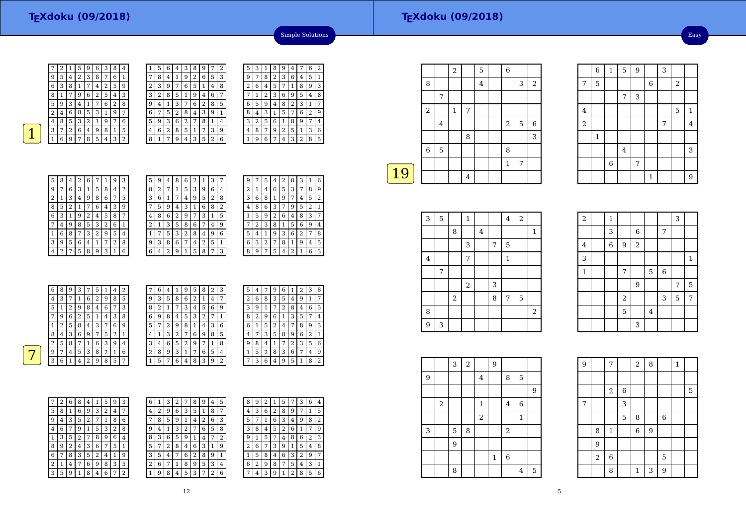## Simple Solutions

**1**

| 7 | 2 | 1 | 5 | 9 | 6 | 3 | 8 | 4 |
|---|---|---|---|---|---|---|---|---|
| 9 | 5 | 4 | 2 | 3 | 8 | 7 | 6 | 1 |
| 6 | 3 | 8 | 1 | 7 | 4 | 2 | 5 | 9 |
| 8 | 1 | 7 | 9 | 6 | 2 | 5 | 4 | 3 |
| 5 | 9 | 3 | 4 | 1 | 7 | 6 | 2 | 8 |
| 2 | 4 | 6 | 8 | 5 | 3 | 1 | 9 | 7 |
| 4 | 8 | 5 | 3 | 2 | 1 | 9 | 7 | 6 |
| 3 | 7 | 2 | 6 | 4 | 9 | 8 | 1 | 5 |
| 1 | 6 | 9 | 7 | 8 | 5 | 4 | 3 | 2 |

| 1 | 5 | 6 | 4 | 3 | 8 | 9 | 7 | 2 |
|---|---|---|---|---|---|---|---|---|
| 7 | 8 | 4 | 1 | 9 | 2 | 6 | 5 | 3 |
| 2 | 3 | 9 | 7 | 6 | 5 | 1 | 4 | 8 |
| 3 | 2 | 8 | 5 | 1 | 9 | 4 | 6 | 7 |
| 9 | 4 | 1 | 3 | 7 | 6 | 2 | 8 | 5 |
| 6 | 7 | 5 | 2 | 8 | 4 | 3 | 9 | 1 |
| 5 | 9 | 3 | 6 | 2 | 7 | 8 | 1 | 4 |
| 4 | 6 | 2 | 8 | 5 | 1 | 7 | 3 | 9 |
| 8 | 1 | 7 | 9 | 4 | 3 | 5 | 2 | 6 |

| 5 | 3 | 1 | 8 | 9 | 4 | 7 | 6 | 2 |
|---|---|---|---|---|---|---|---|---|
| 9 | 7 | 8 | 2 | 3 | 6 | 4 | 5 | 1 |
| 2 | 6 | 4 | 5 | 7 | 1 | 8 | 9 | 3 |
| 7 | 1 | 2 | 3 | 6 | 9 | 5 | 4 | 8 |
| 6 | 5 | 9 | 4 | 8 | 2 | 3 | 1 | 7 |
| 8 | 4 | 3 | 1 | 5 | 7 | 6 | 2 | 9 |
| 3 | 2 | 5 | 6 | 1 | 8 | 9 | 7 | 4 |
| 4 | 8 | 7 | 9 | 2 | 5 | 1 | 3 | 6 |
| 1 | 9 | 6 | 7 | 4 | 3 | 2 | 8 | 5 |

| 5 | 8 | 4 | 2 | 6 | 7 | 1 | 9 | 3 |
|---|---|---|---|---|---|---|---|---|
| 9 | 7 | 6 | 3 | 1 | 5 | 8 | 4 | 2 |
| 2 | 1 | 3 | 4 | 9 | 8 | 6 | 7 | 5 |
| 8 | 5 | 2 | 1 | 7 | 6 | 4 | 3 | 9 |
| 6 | 3 | 1 | 9 | 2 | 4 | 5 | 8 | 7 |
| 7 | 4 | 9 | 8 | 5 | 3 | 2 | 6 | 1 |
| 1 | 6 | 8 | 7 | 3 | 2 | 9 | 5 | 4 |
| 3 | 9 | 5 | 6 | 4 | 1 | 7 | 2 | 8 |
| 4 | 2 | 7 | 5 | 8 | 9 | 3 | 1 | 6 |

| 5 | 9 | 4 | 8 | 6 | 2 | 1 | 3 | 7 |
|---|---|---|---|---|---|---|---|---|
| 8 | 2 | 7 | 1 | 5 | 3 | 9 | 6 | 4 |
| 3 | 6 | 1 | 7 | 4 | 9 | 5 | 2 | 8 |
| 7 | 5 | 9 | 4 | 3 | 1 | 6 | 8 | 2 |
| 4 | 8 | 6 | 2 | 9 | 7 | 3 | 1 | 5 |
| 2 | 1 | 3 | 5 | 8 | 6 | 7 | 4 | 9 |
| 1 | 7 | 5 | 3 | 2 | 8 | 4 | 9 | 6 |
| 9 | 3 | 8 | 6 | 7 | 4 | 2 | 5 | 1 |
| 6 | 4 | 2 | 9 | 1 | 5 | 8 | 7 | 3 |

| 9 | 7 | 5 | 4 | 2 | 8 | 3 | 1 | 6 |
|---|---|---|---|---|---|---|---|---|
| 2 | 1 | 4 | 6 | 5 | 3 | 7 | 8 | 9 |
| 3 | 6 | 8 | 1 | 9 | 7 | 4 | 5 | 2 |
| 4 | 8 | 6 | 3 | 7 | 9 | 5 | 2 | 1 |
| 1 | 5 | 9 | 2 | 6 | 4 | 8 | 3 | 7 |
| 7 | 2 | 3 | 8 | 1 | 5 | 6 | 9 | 4 |
| 5 | 4 | 1 | 9 | 3 | 6 | 2 | 7 | 8 |
| 6 | 3 | 2 | 7 | 8 | 1 | 9 | 4 | 5 |
| 8 | 9 | 7 | 5 | 4 | 2 | 1 | 6 | 3 |

**7**

| 6 | 8 | 9 | 3 | 7 | 5 | 1 | 4 | 2 |
|---|---|---|---|---|---|---|---|---|
| 4 | 3 | 7 | 1 | 6 | 2 | 9 | 8 | 5 |
| 5 | 1 | 2 | 9 | 8 | 4 | 6 | 7 | 3 |
| 7 | 9 | 6 | 2 | 5 | 1 | 4 | 3 | 8 |
| 1 | 2 | 5 | 8 | 4 | 3 | 7 | 6 | 9 |
| 8 | 4 | 3 | 6 | 9 | 7 | 5 | 2 | 1 |
| 2 | 5 | 8 | 7 | 1 | 6 | 3 | 9 | 4 |
| 9 | 7 | 4 | 5 | 3 | 8 | 2 | 1 | 6 |
| 3 | 6 | 1 | 4 | 2 | 9 | 8 | 5 | 7 |

| 7 | 6 | 4 | 1 | 9 | 5 | 8 | 2 | 3 |
|---|---|---|---|---|---|---|---|---|
| 9 | 3 | 5 | 8 | 6 | 2 | 1 | 4 | 7 |
| 8 | 2 | 1 | 7 | 3 | 4 | 5 | 6 | 9 |
| 6 | 9 | 8 | 4 | 5 | 3 | 2 | 7 | 1 |
| 5 | 7 | 2 | 9 | 8 | 1 | 4 | 3 | 6 |
| 4 | 1 | 3 | 2 | 7 | 6 | 9 | 8 | 5 |
| 3 | 4 | 6 | 5 | 2 | 9 | 7 | 1 | 8 |
| 2 | 8 | 9 | 3 | 1 | 7 | 6 | 5 | 4 |
| 1 | 5 | 7 | 6 | 4 | 8 | 3 | 9 | 2 |

| 5 | 4 | 7 | 9 | 6 | 1 | 2 | 3 | 8 |
|---|---|---|---|---|---|---|---|---|
| 2 | 6 | 8 | 3 | 5 | 4 | 9 | 1 | 7 |
| 3 | 9 | 1 | 7 | 2 | 8 | 4 | 6 | 5 |
| 8 | 2 | 9 | 6 | 1 | 3 | 5 | 7 | 4 |
| 6 | 1 | 5 | 2 | 4 | 7 | 8 | 9 | 3 |
| 4 | 7 | 3 | 5 | 8 | 9 | 6 | 2 | 1 |
| 9 | 8 | 4 | 1 | 7 | 2 | 3 | 5 | 6 |
| 1 | 5 | 2 | 8 | 3 | 6 | 7 | 4 | 9 |
| 7 | 3 | 6 | 4 | 9 | 5 | 1 | 8 | 2 |

| 7 | 2 | 6 | 8 | 4 | 1 | 5 | 9 | 3 |
|---|---|---|---|---|---|---|---|---|
| 5 | 8 | 1 | 6 | 9 | 3 | 2 | 4 | 7 |
| 9 | 4 | 3 | 5 | 2 | 7 | 1 | 8 | 6 |
| 4 | 6 | 7 | 9 | 1 | 5 | 3 | 2 | 8 |
| 1 | 3 | 5 | 2 | 7 | 8 | 9 | 6 | 4 |
| 8 | 9 | 2 | 4 | 3 | 6 | 7 | 5 | 1 |
| 6 | 7 | 8 | 3 | 5 | 2 | 4 | 1 | 9 |
| 2 | 1 | 4 | 7 | 6 | 9 | 8 | 3 | 5 |
| 3 | 5 | 9 | 1 | 8 | 4 | 6 | 7 | 2 |

| 6 | 1 | 3 | 2 | 7 | 8 | 9 | 4 | 5 |
|---|---|---|---|---|---|---|---|---|
| 4 | 2 | 9 | 6 | 3 | 5 | 1 | 8 | 7 |
| 7 | 8 | 5 | 9 | 1 | 4 | 2 | 6 | 3 |
| 9 | 4 | 1 | 3 | 2 | 7 | 6 | 5 | 8 |
| 8 | 3 | 6 | 5 | 9 | 1 | 4 | 7 | 2 |
| 5 | 7 | 2 | 8 | 4 | 6 | 3 | 1 | 9 |
| 3 | 5 | 4 | 7 | 6 | 2 | 8 | 9 | 1 |
| 2 | 6 | 7 | 1 | 8 | 9 | 5 | 3 | 4 |
| 1 | 9 | 8 | 4 | 5 | 3 | 7 | 2 | 6 |

| 8 | 9 | 2 | 1 | 5 | 7 | 3 | 6 | 4 |
|---|---|---|---|---|---|---|---|---|
| 4 | 3 | 6 | 2 | 8 | 9 | 7 | 1 | 5 |
| 5 | 7 | 1 | 6 | 3 | 4 | 9 | 8 | 2 |
| 3 | 8 | 4 | 5 | 2 | 6 | 1 | 7 | 9 |
| 9 | 1 | 5 | 7 | 4 | 8 | 6 | 2 | 3 |
| 2 | 6 | 7 | 3 | 9 | 1 | 5 | 4 | 8 |
| 1 | 5 | 8 | 4 | 6 | 3 | 2 | 9 | 7 |
| 6 | 2 | 9 | 8 | 7 | 5 | 4 | 3 | 1 |
| 7 | 4 | 3 | 9 | 1 | 2 | 8 | 5 | 6 |

## Easy

**19**

|   |   | 2 |   | 5 |   | 6 |   |   |
|---|---|---|---|---|---|---|---|---|
| 8 |   |   |   | 4 |   |   | 3 | 2 |
|   | 7 |   |   |   |   |   |   |   |
| 2 |   | 1 | 7 |   |   |   |   |   |
|   | 4 |   |   |   |   | 2 | 5 | 6 |
|   |   |   | 8 |   |   |   |   | 3 |
| 6 | 5 |   |   |   |   | 8 |   |   |
|   |   |   |   |   |   | 1 | 7 |   |
|   |   |   | 4 |   |   |   |   |   |

|   | 6 | 1 | 5 | 9 |   | 3 |   |   |
|---|---|---|---|---|---|---|---|---|
| 7 | 5 |   |   |   | 6 |   | 2 |   |
|   |   |   | 7 | 3 |   |   |   |   |
| 4 |   |   |   |   |   |   | 5 | 1 |
| 2 |   |   |   |   |   | 7 |   | 4 |
|   | 1 |   |   |   |   |   |   |   |
|   |   |   | 4 |   |   |   |   | 3 |
|   |   | 6 |   | 7 |   |   |   |   |
|   |   |   |   |   | 1 |   |   | 9 |

| 3 | 5 |   | 1 |   |   | 4 | 2 |   |
|---|---|---|---|---|---|---|---|---|
|   |   | 8 |   | 4 |   |   |   | 1 |
|   |   |   | 3 |   | 7 | 5 |   |   |
| 4 |   |   | 7 |   |   | 1 |   |   |
|   | 7 |   |   |   |   |   |   |   |
|   |   |   | 2 |   | 3 |   |   |   |
|   |   | 2 |   |   | 8 | 7 | 5 |   |
| 8 |   |   |   |   |   |   |   | 2 |
| 9 | 3 |   |   |   |   |   |   |   |

| 2 |   | 1 |   |   |   |   | 3 |   |
|---|---|---|---|---|---|---|---|---|
|   |   | 3 |   | 6 |   | 7 |   |   |
| 4 |   | 6 | 9 | 2 |   |   |   |   |
| 3 |   |   |   |   |   |   |   | 1 |
| 1 |   |   | 7 |   | 5 | 6 |   |   |
|   |   |   |   | 9 |   |   | 7 | 5 |
|   |   |   | 2 |   |   | 3 | 5 | 7 |
|   |   |   | 5 |   | 4 |   |   |   |
|   |   |   |   | 3 |   |   |   |   |

|   |   | 3 | 2 |   | 9 |   |   |   |
|---|---|---|---|---|---|---|---|---|
| 9 |   |   |   | 4 |   | 8 | 5 |   |
|   |   |   |   |   |   |   |   | 9 |
|   | 2 |   |   | 1 |   | 4 | 6 |   |
|   |   |   |   | 2 |   |   | 1 |   |
| 3 |   | 5 | 8 |   |   | 2 |   |   |
|   |   | 9 |   |   |   |   |   |   |
|   |   |   |   |   | 1 | 6 |   |   |
|   |   | 8 |   |   |   |   | 4 | 5 |

| 9 |   | 7 |   | 2 | 8 |   | 1 |   |
|---|---|---|---|---|---|---|---|---|
|   |   |   |   |   |   |   |   |   |
|   |   | 2 | 6 |   |   |   |   | 5 |
| 7 |   |   | 3 |   |   |   |   |   |
|   |   |   | 5 | 8 |   | 6 |   |   |
|   | 8 | 1 |   | 6 | 9 |   |   |   |
|   | 9 |   |   |   |   |   |   |   |
|   | 2 | 6 |   |   |   | 5 |   |   |
|   |   | 8 |   | 1 | 3 | 9 |   |   |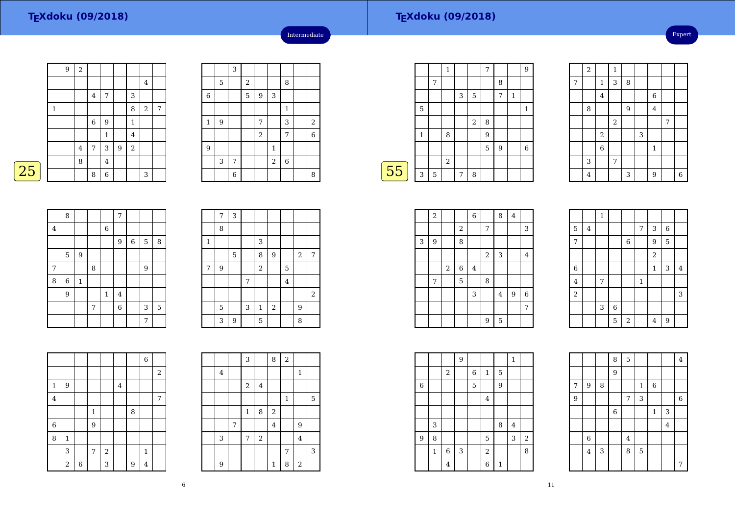# TEXdoku (09/2018)

Intermediate

25

| | 9 | 2 | | | | | | |
|---|---|---|---|---|---|---|---|---|
| | | | | | | | 4 | |
| | | | 4 | 7 | | 3 | | |
| 1 | | | | | | 8 | 2 | 7 |
| | | | 6 | 9 | | 1 | | |
| | | | | 1 | | 4 | | |
| | | 4 | 7 | 3 | 9 | 2 | | |
| | | 8 | | 4 | | | | |
| | | | 8 | 6 | | | 3 | |

| | | 3 | | | | | | |
|---|---|---|---|---|---|---|---|---|
| | 5 | | 2 | | | 8 | | |
| 6 | | | 5 | 9 | 3 | | | |
| | | | | | | 1 | | |
| 1 | 9 | | | 7 | | 3 | | 2 |
| | | | | 2 | | 7 | | 6 |
| 9 | | | | | 1 | | | |
| | 3 | 7 | | | 2 | 6 | | |
| | | 6 | | | | | | 8 |

| | 8 | | | | 7 | | | |
|---|---|---|---|---|---|---|---|---|
| 4 | | | | 6 | | | | |
| | | | | | 9 | 6 | 5 | 8 |
| | 5 | 9 | | | | | | |
| 7 | | | 8 | | | | 9 | |
| 8 | 6 | 1 | | | | | | |
| | 9 | | | 1 | 4 | | | |
| | | | 7 | | 6 | | 3 | 5 |
| | | | | | | | 7 | |

| | 7 | 3 | | | | | | |
|---|---|---|---|---|---|---|---|---|
| | 8 | | | | | | | |
| 1 | | | | 3 | | | | |
| | | 5 | | 8 | 9 | | 2 | 7 |
| 7 | 9 | | | 2 | | 5 | | |
| | | | 7 | | | 4 | | |
| | | | | | | | | 2 |
| | 5 | | 3 | 1 | 2 | | 9 | |
| | 3 | 9 | | 5 | | | 8 | |

| | | | | | | | 6 | |
|---|---|---|---|---|---|---|---|---|
| | | | | | | | | 2 |
| 1 | 9 | | | | 4 | | | |
| 4 | | | | | | | | 7 |
| | | | 1 | | | 8 | | |
| 6 | | | 9 | | | | | |
| 8 | 1 | | | | | | | |
| | 3 | | 7 | 2 | | | 1 | |
| | 2 | 6 | | 3 | | 9 | 4 | |

| | | | 3 | | 8 | 2 | | |
|---|---|---|---|---|---|---|---|---|
| | 4 | | | | | | 1 | |
| | | | 2 | 4 | | | | |
| | | | | | | 1 | | 5 |
| | | | 1 | 8 | 2 | | | |
| | | 7 | | | 4 | | 9 | |
| | 3 | | 7 | 2 | | | 4 | |
| | | | | | | 7 | | 3 |
| | 9 | | | | 1 | 8 | 2 | |

# TEXdoku (09/2018)

Expert

55

| | | 1 | | | 7 | | | 9 |
|---|---|---|---|---|---|---|---|---|
| | 7 | | | | | 8 | | |
| | | | 3 | 5 | | 7 | 1 | |
| 5 | | | | | | | | 1 |
| | | | | 2 | 8 | | | |
| 1 | | 8 | | | 9 | | | |
| | | | | | 5 | 9 | | 6 |
| | | 2 | | | | | | |
| 3 | 5 | | 7 | 8 | | | | |

| | 2 | | 1 | | | | | |
|---|---|---|---|---|---|---|---|---|
| 7 | | 1 | 3 | 8 | | | | |
| | | 4 | | | | 6 | | |
| | 8 | | | 9 | | 4 | | |
| | | | 2 | | | | 7 | |
| | | 2 | | | 3 | | | |
| | | 6 | | | | 1 | | |
| | 3 | | 7 | | | | | |
| | 4 | | | 3 | | 9 | | 6 |

| | 2 | | | 6 | | 8 | 4 | |
|---|---|---|---|---|---|---|---|---|
| | | | 2 | | 7 | | | 3 |
| 3 | 9 | | 8 | | | | | |
| | | | | | 2 | 3 | | 4 |
| | | 2 | 6 | 4 | | | | |
| | 7 | | 5 | | 8 | | | |
| | | | | 3 | | 4 | 9 | 6 |
| | | | | | | | | 7 |
| | | | | | 9 | 5 | | |

| | | 1 | | | | | | |
|---|---|---|---|---|---|---|---|---|
| 5 | 4 | | | | 7 | 3 | 6 | |
| 7 | | | | 6 | | 9 | 5 | |
| | | | | | | 2 | | |
| 6 | | | | | | 1 | 3 | 4 |
| 4 | | 7 | | | 1 | | | |
| 2 | | | | | | | | 3 |
| | | 3 | 6 | | | | | |
| | | | 5 | 2 | | 4 | 9 | |

| | | | 9 | | | | 1 | |
|---|---|---|---|---|---|---|---|---|
| | | 2 | | 6 | 1 | 5 | | |
| 6 | | | | 5 | | 9 | | |
| | | | | | 4 | | | |
| | | | | | | | | |
| | 3 | | | | | 8 | 4 | |
| 9 | 8 | | | | 5 | | 3 | 2 |
| | 1 | 6 | 3 | | 2 | | | 8 |
| | | 4 | | | 6 | 1 | | |

| | | | 8 | 5 | | | | 4 |
|---|---|---|---|---|---|---|---|---|
| | | | 9 | | | | | |
| 7 | 9 | 8 | | | 1 | 6 | | |
| 9 | | | | 7 | 3 | | | 6 |
| | | | 6 | | | 1 | 3 | |
| | | | | | | | 4 | |
| | 6 | | | 4 | | | | |
| | 4 | 3 | | 8 | 5 | | | |
| | | | | | | | | 7 |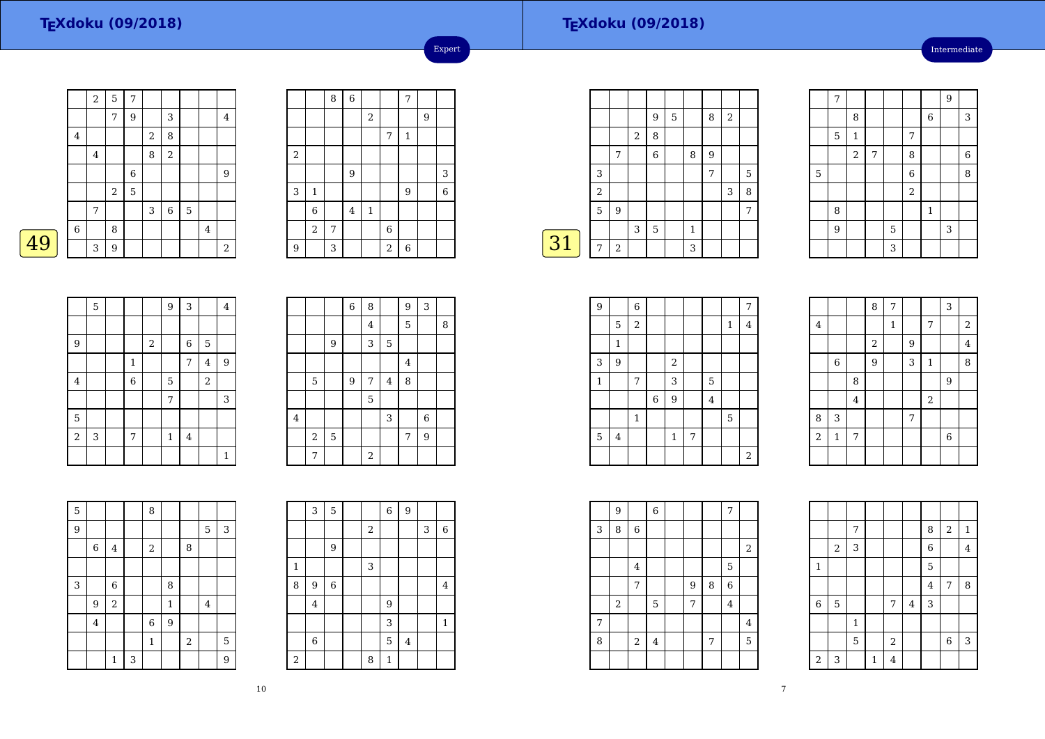## TEXdoku (09/2018)

Expert

49

| | | | | | | | | |
|---|---|---|---|---|---|---|---|---|
| | 2 | 5 | 7 | | | | | |
| | | 7 | 9 | | 3 | | | 4 |
| 4 | | | | 2 | 8 | | | |
| | 4 | | | 8 | 2 | | | |
| | | | 6 | | | | | 9 |
| | | 2 | 5 | | | | | |
| | 7 | | | 3 | 6 | 5 | | |
| 6 | | 8 | | | | | 4 | |
| | 3 | 9 | | | | | | 2 |

| | | | | | | | | |
|---|---|---|---|---|---|---|---|---|
| | | 8 | 6 | | | 7 | | |
| | | | | 2 | | | 9 | |
| | | | | | 7 | 1 | | |
| 2 | | | | | | | | |
| | | | 9 | | | | | 3 |
| 3 | 1 | | | | | 9 | | 6 |
| | 6 | | 4 | 1 | | | | |
| | 2 | 7 | | | 6 | | | |
| 9 | | 3 | | | 2 | 6 | | |

| | | | | | | | | |
|---|---|---|---|---|---|---|---|---|
| | 5 | | | | 9 | 3 | | 4 |
| | | | | | | | | |
| 9 | | | | 2 | | 6 | 5 | |
| | | | 1 | | | 7 | 4 | 9 |
| 4 | | | 6 | | 5 | | 2 | |
| | | | | | 7 | | | 3 |
| 5 | | | | | | | | |
| 2 | 3 | | 7 | | 1 | 4 | | |
| | | | | | | | | 1 |

| | | | | | | | | |
|---|---|---|---|---|---|---|---|---|
| | | | 6 | 8 | | 9 | 3 | |
| | | | | 4 | | 5 | | 8 |
| | | 9 | | 3 | 5 | | | |
| | | | | | | 4 | | |
| | 5 | | 9 | 7 | 4 | 8 | | |
| | | | | 5 | | | | |
| 4 | | | | | 3 | | 6 | |
| | 2 | 5 | | | | 7 | 9 | |
| | 7 | | | 2 | | | | |

| | | | | | | | | |
|---|---|---|---|---|---|---|---|---|
| 5 | | | | 8 | | | | |
| 9 | | | | | | | 5 | 3 |
| | 6 | 4 | | 2 | | 8 | | |
| | | | | | | | | |
| 3 | | 6 | | | 8 | | | |
| | 9 | 2 | | | 1 | | 4 | |
| | 4 | | | 6 | 9 | | | |
| | | | | 1 | | 2 | | 5 |
| | | 1 | 3 | | | | | 9 |

| | | | | | | | | |
|---|---|---|---|---|---|---|---|---|
| | 3 | 5 | | | 6 | 9 | | |
| | | | | 2 | | | 3 | 6 |
| | | 9 | | | | | | |
| 1 | | | | 3 | | | | |
| 8 | 9 | 6 | | | | | | 4 |
| | 4 | | | | 9 | | | |
| | | | | | 3 | | | 1 |
| | 6 | | | | 5 | 4 | | |
| 2 | | | | 8 | 1 | | | |

## TEXdoku (09/2018)

Intermediate

31

| | | | | | | | | |
|---|---|---|---|---|---|---|---|---|
| | | | | | | | | |
| | | | 9 | 5 | | 8 | 2 | |
| | | 2 | 8 | | | | | |
| | 7 | | 6 | | 8 | 9 | | |
| 3 | | | | | | 7 | | 5 |
| 2 | | | | | | | 3 | 8 |
| 5 | 9 | | | | | | | 7 |
| | | 3 | 5 | | 1 | | | |
| 7 | 2 | | | | 3 | | | |

| | | | | | | | | |
|---|---|---|---|---|---|---|---|---|
| | 7 | | | | | | 9 | |
| | | 8 | | | | 6 | | 3 |
| | 5 | 1 | | | 7 | | | |
| | | 2 | 7 | | 8 | | | 6 |
| 5 | | | | | 6 | | | 8 |
| | | | | | 2 | | | |
| | 8 | | | | | 1 | | |
| | 9 | | | 5 | | | 3 | |
| | | | | 3 | | | | |

| | | | | | | | | |
|---|---|---|---|---|---|---|---|---|
| 9 | | 6 | | | | | | 7 |
| | 5 | 2 | | | | | 1 | 4 |
| | 1 | | | | | | | |
| 3 | 9 | | | 2 | | | | |
| 1 | | 7 | | 3 | | 5 | | |
| | | | 6 | 9 | | 4 | | |
| | | 1 | | | | | 5 | |
| 5 | 4 | | | 1 | 7 | | | |
| | | | | | | | | 2 |

| | | | | | | | | |
|---|---|---|---|---|---|---|---|---|
| | | | 8 | 7 | | | 3 | |
| 4 | | | | 1 | | 7 | | 2 |
| | | | 2 | | 9 | | | 4 |
| | 6 | | 9 | | 3 | 1 | | 8 |
| | | 8 | | | | | 9 | |
| | | 4 | | | | 2 | | |
| 8 | 3 | | | | 7 | | | |
| 2 | 1 | 7 | | | | | 6 | |
| | | | | | | | | |

| | | | | | | | | |
|---|---|---|---|---|---|---|---|---|
| | 9 | | 6 | | | | 7 | |
| 3 | 8 | 6 | | | | | | |
| | | | | | | | | 2 |
| | | 4 | | | | | 5 | |
| | | 7 | | | 9 | 8 | 6 | |
| | 2 | | 5 | | 7 | | 4 | |
| 7 | | | | | | | | 4 |
| 8 | | 2 | 4 | | | 7 | | 5 |
| | | | | | | | | |

| | | | | | | | | |
|---|---|---|---|---|---|---|---|---|
| | | | | | | | | |
| | | 7 | | | | 8 | 2 | 1 |
| | 2 | 3 | | | | 6 | | 4 |
| 1 | | | | | | 5 | | |
| | | | | | | 4 | 7 | 8 |
| 6 | 5 | | | 7 | 4 | 3 | | |
| | | 1 | | | | | | |
| | | 5 | | 2 | | | 6 | 3 |
| 2 | 3 | | 1 | 4 | | | | |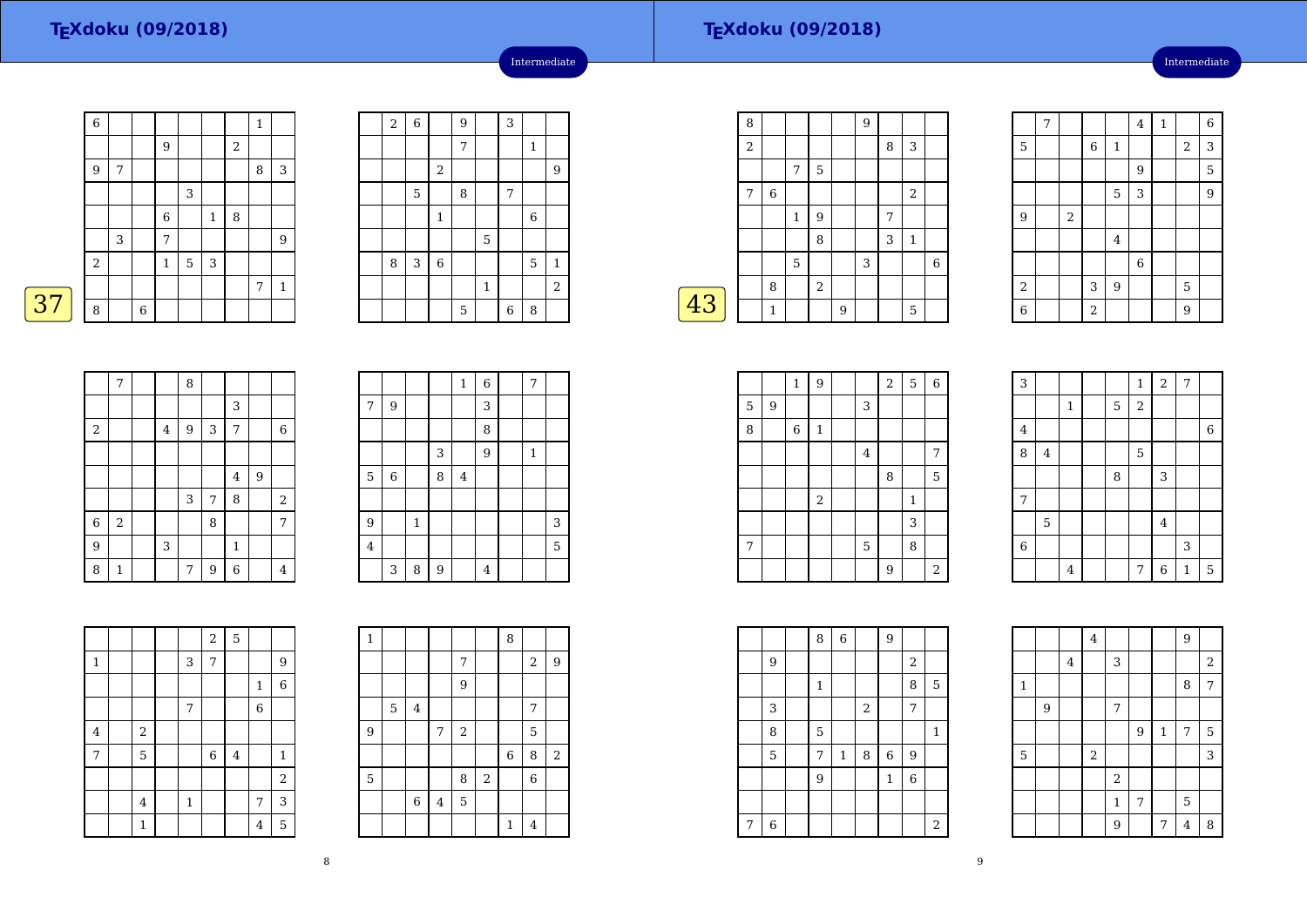37

| | | | | | | | | |
|---|---|---|---|---|---|---|---|---|
| 6 | | | | | | | 1 | |
| | | | 9 | | | 2 | | |
| 9 | 7 | | | | | | 8 | 3 |
| | | | | 3 | | | | |
| | | | 6 | | 1 | 8 | | |
| | 3 | | 7 | | | | | 9 |
| 2 | | | 1 | 5 | 3 | | | |
| | | | | | | | 7 | 1 |
| 8 | | 6 | | | | | | |

| | | | | | | | | |
|---|---|---|---|---|---|---|---|---|
| | 2 | 6 | | 9 | | 3 | | |
| | | | | 7 | | | 1 | |
| | | | 2 | | | | | 9 |
| | | 5 | | 8 | | 7 | | |
| | | | 1 | | | | 6 | |
| | | | | | 5 | | | |
| | 8 | 3 | 6 | | | | 5 | 1 |
| | | | | | 1 | | | 2 |
| | | | | 5 | | 6 | 8 | |

| | | | | | | | | |
|---|---|---|---|---|---|---|---|---|
| | 7 | | | 8 | | | | |
| | | | | | | 3 | | |
| 2 | | | 4 | 9 | 3 | 7 | | 6 |
| | | | | | | | | |
| | | | | | | 4 | 9 | |
| | | | | 3 | 7 | 8 | | 2 |
| 6 | 2 | | | | 8 | | | 7 |
| 9 | | | 3 | | | 1 | | |
| 8 | 1 | | | 7 | 9 | 6 | | 4 |

| | | | | | | | | |
|---|---|---|---|---|---|---|---|---|
| | | | | 1 | 6 | | 7 | |
| 7 | 9 | | | | 3 | | | |
| | | | | | 8 | | | |
| | | | 3 | | 9 | | 1 | |
| 5 | 6 | | 8 | 4 | | | | |
| | | | | | | | | |
| 9 | | 1 | | | | | | 3 |
| 4 | | | | | | | | 5 |
| | 3 | 8 | 9 | | 4 | | | |

| | | | | | | | | |
|---|---|---|---|---|---|---|---|---|
| | | | | | 2 | 5 | | |
| 1 | | | | 3 | 7 | | | 9 |
| | | | | | | | 1 | 6 |
| | | | | 7 | | | 6 | |
| 4 | | 2 | | | | | | |
| 7 | | 5 | | | 6 | 4 | | 1 |
| | | | | | | | | 2 |
| | | 4 | | 1 | | | 7 | 3 |
| | | 1 | | | | | 4 | 5 |

| | | | | | | | | |
|---|---|---|---|---|---|---|---|---|
| 1 | | | | | | 8 | | |
| | | | | 7 | | | 2 | 9 |
| | | | | 9 | | | | |
| | 5 | 4 | | | | | 7 | |
| 9 | | | 7 | 2 | | | 5 | |
| | | | | | | 6 | 8 | 2 |
| 5 | | | | 8 | 2 | | 6 | |
| | | 6 | 4 | 5 | | | | |
| | | | | | | 1 | 4 | |

43

| | | | | | | | | |
|---|---|---|---|---|---|---|---|---|
| 8 | | | | | 9 | | | |
| 2 | | | | | | 8 | 3 | |
| | | 7 | 5 | | | | | |
| 7 | 6 | | | | | | 2 | |
| | | 1 | 9 | | | 7 | | |
| | | | 8 | | | 3 | 1 | |
| | | 5 | | | 3 | | | 6 |
| | 8 | | 2 | | | | | |
| | 1 | | | 9 | | | 5 | |

| | | | | | | | | |
|---|---|---|---|---|---|---|---|---|
| | 7 | | | | 4 | 1 | | 6 |
| 5 | | | 6 | 1 | | | 2 | 3 |
| | | | | | 9 | | | 5 |
| | | | | 5 | 3 | | | 9 |
| 9 | | 2 | | | | | | |
| | | | | 4 | | | | |
| | | | | | 6 | | | |
| 2 | | | 3 | 9 | | | 5 | |
| 6 | | | 2 | | | | 9 | |

| | | | | | | | | |
|---|---|---|---|---|---|---|---|---|
| | | 1 | 9 | | | 2 | 5 | 6 |
| 5 | 9 | | | | 3 | | | |
| 8 | | 6 | 1 | | | | | |
| | | | | | 4 | | | 7 |
| | | | | | | 8 | | 5 |
| | | | 2 | | | | 1 | |
| | | | | | | | 3 | |
| 7 | | | | | 5 | | 8 | |
| | | | | | | 9 | | 2 |

| | | | | | | | | |
|---|---|---|---|---|---|---|---|---|
| 3 | | | | | 1 | 2 | 7 | |
| | | 1 | | 5 | 2 | | | |
| 4 | | | | | | | | 6 |
| 8 | 4 | | | | 5 | | | |
| | | | | 8 | | 3 | | |
| 7 | | | | | | | | |
| | 5 | | | | | 4 | | |
| 6 | | | | | | | 3 | |
| | | 4 | | | 7 | 6 | 1 | 5 |

| | | | | | | | | |
|---|---|---|---|---|---|---|---|---|
| | | | 8 | 6 | | 9 | | |
| | 9 | | | | | | 2 | |
| | | | 1 | | | | 8 | 5 |
| | 3 | | | | 2 | | 7 | |
| | 8 | | 5 | | | | | 1 |
| | 5 | | 7 | 1 | 8 | 6 | 9 | |
| | | | 9 | | | 1 | 6 | |
| | | | | | | | | |
| 7 | 6 | | | | | | | 2 |

| | | | | | | | | |
|---|---|---|---|---|---|---|---|---|
| | | | 4 | | | | 9 | |
| | | 4 | | 3 | | | | 2 |
| 1 | | | | | | | 8 | 7 |
| | 9 | | | 7 | | | | |
| | | | | | 9 | 1 | 7 | 5 |
| 5 | | | 2 | | | | | 3 |
| | | | | 2 | | | | |
| | | | | 1 | 7 | | 5 | |
| | | | | 9 | | 7 | 4 | 8 |